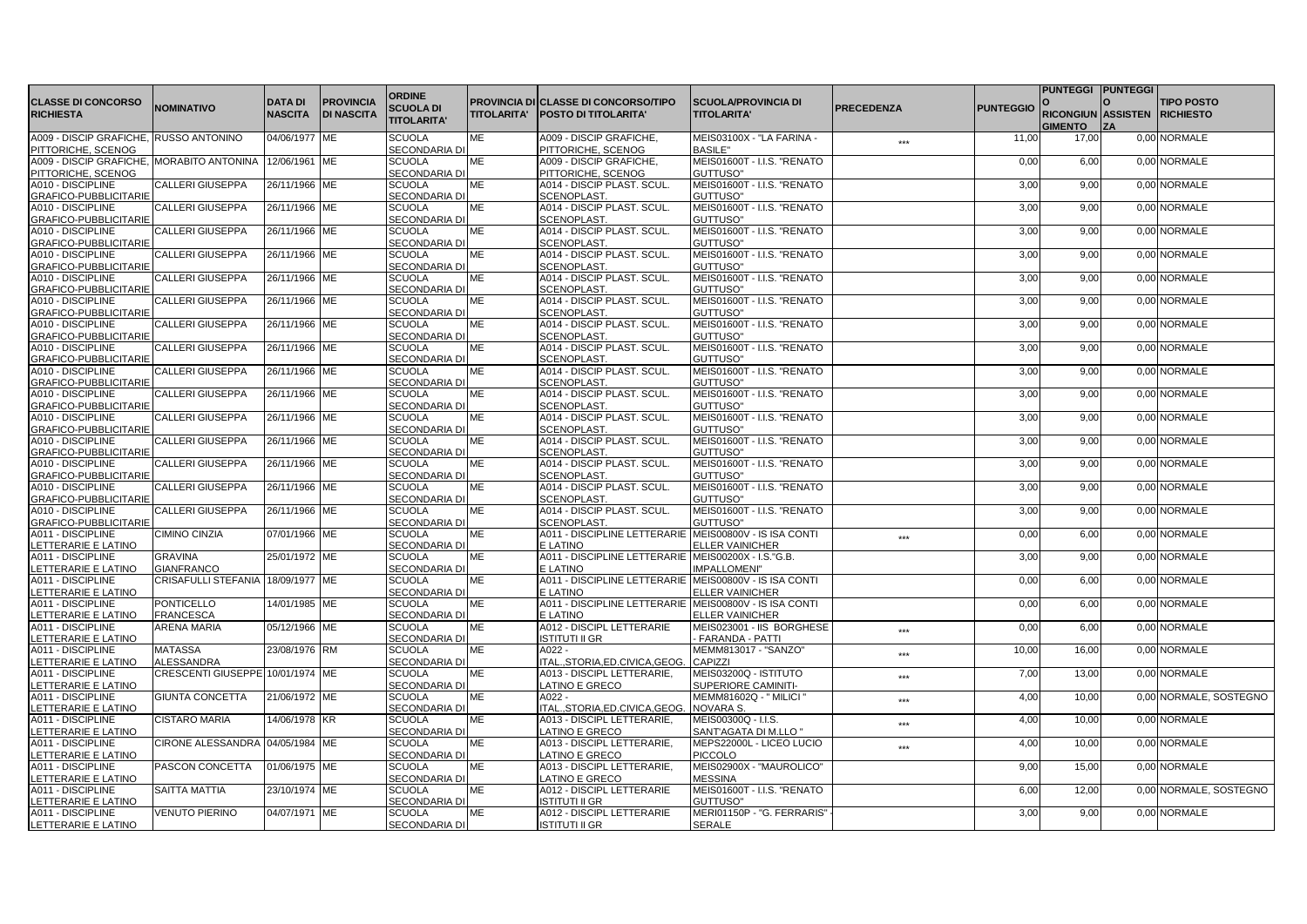| CLASSE DI CONCORSO RICHIESTA | NOMINATIVO | DATA DI NASCITA | PROVINCIA DI NASCITA | ORDINE SCUOLA DI TITOLARITA' | PROVINCIA DI TITOLARITA' | CLASSE DI CONCORSO/TIPO POSTO DI TITOLARITA' | SCUOLA/PROVINCIA DI TITOLARITA' | PRECEDENZA | PUNTEGGIO | PUNTEGGIO RICONGIUNGIMENTO | PUNTEGGIO ASSISTENZA | TIPO POSTO RICHIESTO |
|---|---|---|---|---|---|---|---|---|---|---|---|---|
| A009 - DISCIP GRAFICHE, PITTORICHE, SCENOG | RUSSO ANTONINO | 04/06/1977 | ME | SCUOLA SECONDARIA DI | ME | A009 - DISCIP GRAFICHE, PITTORICHE, SCENOG | MEIS03100X - "LA FARINA - BASILE" | *** | 11,00 | 17,00 | 0,00 | NORMALE |
| A009 - DISCIP GRAFICHE, PITTORICHE, SCENOG | MORABITO ANTONINA | 12/06/1961 | ME | SCUOLA SECONDARIA DI | ME | A009 - DISCIP GRAFICHE, PITTORICHE, SCENOG | MEIS01600T - I.I.S. "RENATO GUTTUSO" | | 0,00 | 6,00 | 0,00 | NORMALE |
| A010 - DISCIPLINE GRAFICO-PUBBLICITARIE | CALLERI GIUSEPPA | 26/11/1966 | ME | SCUOLA SECONDARIA DI | ME | A014 - DISCIP PLAST. SCUL. SCENOPLAST. | MEIS01600T - I.I.S. "RENATO GUTTUSO" | | 3,00 | 9,00 | 0,00 | NORMALE |
| A010 - DISCIPLINE GRAFICO-PUBBLICITARIE | CALLERI GIUSEPPA | 26/11/1966 | ME | SCUOLA SECONDARIA DI | ME | A014 - DISCIP PLAST. SCUL. SCENOPLAST. | MEIS01600T - I.I.S. "RENATO GUTTUSO" | | 3,00 | 9,00 | 0,00 | NORMALE |
| A010 - DISCIPLINE GRAFICO-PUBBLICITARIE | CALLERI GIUSEPPA | 26/11/1966 | ME | SCUOLA SECONDARIA DI | ME | A014 - DISCIP PLAST. SCUL. SCENOPLAST. | MEIS01600T - I.I.S. "RENATO GUTTUSO" | | 3,00 | 9,00 | 0,00 | NORMALE |
| A010 - DISCIPLINE GRAFICO-PUBBLICITARIE | CALLERI GIUSEPPA | 26/11/1966 | ME | SCUOLA SECONDARIA DI | ME | A014 - DISCIP PLAST. SCUL. SCENOPLAST. | MEIS01600T - I.I.S. "RENATO GUTTUSO" | | 3,00 | 9,00 | 0,00 | NORMALE |
| A010 - DISCIPLINE GRAFICO-PUBBLICITARIE | CALLERI GIUSEPPA | 26/11/1966 | ME | SCUOLA SECONDARIA DI | ME | A014 - DISCIP PLAST. SCUL. SCENOPLAST. | MEIS01600T - I.I.S. "RENATO GUTTUSO" | | 3,00 | 9,00 | 0,00 | NORMALE |
| A010 - DISCIPLINE GRAFICO-PUBBLICITARIE | CALLERI GIUSEPPA | 26/11/1966 | ME | SCUOLA SECONDARIA DI | ME | A014 - DISCIP PLAST. SCUL. SCENOPLAST. | MEIS01600T - I.I.S. "RENATO GUTTUSO" | | 3,00 | 9,00 | 0,00 | NORMALE |
| A010 - DISCIPLINE GRAFICO-PUBBLICITARIE | CALLERI GIUSEPPA | 26/11/1966 | ME | SCUOLA SECONDARIA DI | ME | A014 - DISCIP PLAST. SCUL. SCENOPLAST. | MEIS01600T - I.I.S. "RENATO GUTTUSO" | | 3,00 | 9,00 | 0,00 | NORMALE |
| A010 - DISCIPLINE GRAFICO-PUBBLICITARIE | CALLERI GIUSEPPA | 26/11/1966 | ME | SCUOLA SECONDARIA DI | ME | A014 - DISCIP PLAST. SCUL. SCENOPLAST. | MEIS01600T - I.I.S. "RENATO GUTTUSO" | | 3,00 | 9,00 | 0,00 | NORMALE |
| A010 - DISCIPLINE GRAFICO-PUBBLICITARIE | CALLERI GIUSEPPA | 26/11/1966 | ME | SCUOLA SECONDARIA DI | ME | A014 - DISCIP PLAST. SCUL. SCENOPLAST. | MEIS01600T - I.I.S. "RENATO GUTTUSO" | | 3,00 | 9,00 | 0,00 | NORMALE |
| A010 - DISCIPLINE GRAFICO-PUBBLICITARIE | CALLERI GIUSEPPA | 26/11/1966 | ME | SCUOLA SECONDARIA DI | ME | A014 - DISCIP PLAST. SCUL. SCENOPLAST. | MEIS01600T - I.I.S. "RENATO GUTTUSO" | | 3,00 | 9,00 | 0,00 | NORMALE |
| A010 - DISCIPLINE GRAFICO-PUBBLICITARIE | CALLERI GIUSEPPA | 26/11/1966 | ME | SCUOLA SECONDARIA DI | ME | A014 - DISCIP PLAST. SCUL. SCENOPLAST. | MEIS01600T - I.I.S. "RENATO GUTTUSO" | | 3,00 | 9,00 | 0,00 | NORMALE |
| A010 - DISCIPLINE GRAFICO-PUBBLICITARIE | CALLERI GIUSEPPA | 26/11/1966 | ME | SCUOLA SECONDARIA DI | ME | A014 - DISCIP PLAST. SCUL. SCENOPLAST. | MEIS01600T - I.I.S. "RENATO GUTTUSO" | | 3,00 | 9,00 | 0,00 | NORMALE |
| A010 - DISCIPLINE GRAFICO-PUBBLICITARIE | CALLERI GIUSEPPA | 26/11/1966 | ME | SCUOLA SECONDARIA DI | ME | A014 - DISCIP PLAST. SCUL. SCENOPLAST. | MEIS01600T - I.I.S. "RENATO GUTTUSO" | | 3,00 | 9,00 | 0,00 | NORMALE |
| A010 - DISCIPLINE GRAFICO-PUBBLICITARIE | CALLERI GIUSEPPA | 26/11/1966 | ME | SCUOLA SECONDARIA DI | ME | A014 - DISCIP PLAST. SCUL. SCENOPLAST. | MEIS01600T - I.I.S. "RENATO GUTTUSO" | | 3,00 | 9,00 | 0,00 | NORMALE |
| A011 - DISCIPLINE LETTERARIE E LATINO | CIMINO CINZIA | 07/01/1966 | ME | SCUOLA SECONDARIA DI | ME | A011 - DISCIPLINE LETTERARIE E LATINO | MEIS00800V - IS ISA CONTI ELLER VAINICHER | *** | 0,00 | 6,00 | 0,00 | NORMALE |
| A011 - DISCIPLINE LETTERARIE E LATINO | GRAVINA GIANFRANCO | 25/01/1972 | ME | SCUOLA SECONDARIA DI | ME | A011 - DISCIPLINE LETTERARIE E LATINO | MEIS00200X - I.S."G.B. IMPALLOMENI" | | 3,00 | 9,00 | 0,00 | NORMALE |
| A011 - DISCIPLINE LETTERARIE E LATINO | CRISAFULLI STEFANIA | 18/09/1977 | ME | SCUOLA SECONDARIA DI | ME | A011 - DISCIPLINE LETTERARIE E LATINO | MEIS00800V - IS ISA CONTI ELLER VAINICHER | | 0,00 | 6,00 | 0,00 | NORMALE |
| A011 - DISCIPLINE LETTERARIE E LATINO | PONTICELLO FRANCESCA | 14/01/1985 | ME | SCUOLA SECONDARIA DI | ME | A011 - DISCIPLINE LETTERARIE E LATINO | MEIS00800V - IS ISA CONTI ELLER VAINICHER | | 0,00 | 6,00 | 0,00 | NORMALE |
| A011 - DISCIPLINE LETTERARIE E LATINO | ARENA MARIA | 05/12/1966 | ME | SCUOLA SECONDARIA DI | ME | A012 - DISCIPL LETTERARIE ISTITUTI II GR | MEIS023001 - IIS BORGHESE - FARANDA - PATTI | *** | 0,00 | 6,00 | 0,00 | NORMALE |
| A011 - DISCIPLINE LETTERARIE E LATINO | MATASSA ALESSANDRA | 23/08/1976 | RM | SCUOLA SECONDARIA DI | ME | A022 - ITAL.,STORIA,ED.CIVICA,GEOG. | MEMM813017 - "SANZO" CAPIZZI | *** | 10,00 | 16,00 | 0,00 | NORMALE |
| A011 - DISCIPLINE LETTERARIE E LATINO | CRESCENTI GIUSEPPE | 10/01/1974 | ME | SCUOLA SECONDARIA DI | ME | A013 - DISCIPL LETTERARIE, LATINO E GRECO | MEIS03200Q - ISTITUTO SUPERIORE CAMINITI- | *** | 7,00 | 13,00 | 0,00 | NORMALE |
| A011 - DISCIPLINE LETTERARIE E LATINO | GIUNTA CONCETTA | 21/06/1972 | ME | SCUOLA SECONDARIA DI | ME | A022 - ITAL.,STORIA,ED.CIVICA,GEOG. | MEMM81602Q - " MILICI " NOVARA S. | *** | 4,00 | 10,00 | 0,00 | NORMALE, SOSTEGNO |
| A011 - DISCIPLINE LETTERARIE E LATINO | CISTARO MARIA | 14/06/1978 | KR | SCUOLA SECONDARIA DI | ME | A013 - DISCIPL LETTERARIE, LATINO E GRECO | MEIS00300Q - I.I.S. SANT'AGATA DI M.LLO " | *** | 4,00 | 10,00 | 0,00 | NORMALE |
| A011 - DISCIPLINE LETTERARIE E LATINO | CIRONE ALESSANDRA | 04/05/1984 | ME | SCUOLA SECONDARIA DI | ME | A013 - DISCIPL LETTERARIE, LATINO E GRECO | MEPS22000L - LICEO LUCIO PICCOLO | *** | 4,00 | 10,00 | 0,00 | NORMALE |
| A011 - DISCIPLINE LETTERARIE E LATINO | PASCON CONCETTA | 01/06/1975 | ME | SCUOLA SECONDARIA DI | ME | A013 - DISCIPL LETTERARIE, LATINO E GRECO | MEIS02900X - "MAUROLICO" MESSINA | | 9,00 | 15,00 | 0,00 | NORMALE |
| A011 - DISCIPLINE LETTERARIE E LATINO | SAITTA MATTIA | 23/10/1974 | ME | SCUOLA SECONDARIA DI | ME | A012 - DISCIPL LETTERARIE ISTITUTI II GR | MEIS01600T - I.I.S. "RENATO GUTTUSO" | | 6,00 | 12,00 | 0,00 | NORMALE, SOSTEGNO |
| A011 - DISCIPLINE LETTERARIE E LATINO | VENUTO PIERINO | 04/07/1971 | ME | SCUOLA SECONDARIA DI | ME | A012 - DISCIPL LETTERARIE ISTITUTI II GR | MERI01150P - "G. FERRARIS" - SERALE | | 3,00 | 9,00 | 0,00 | NORMALE |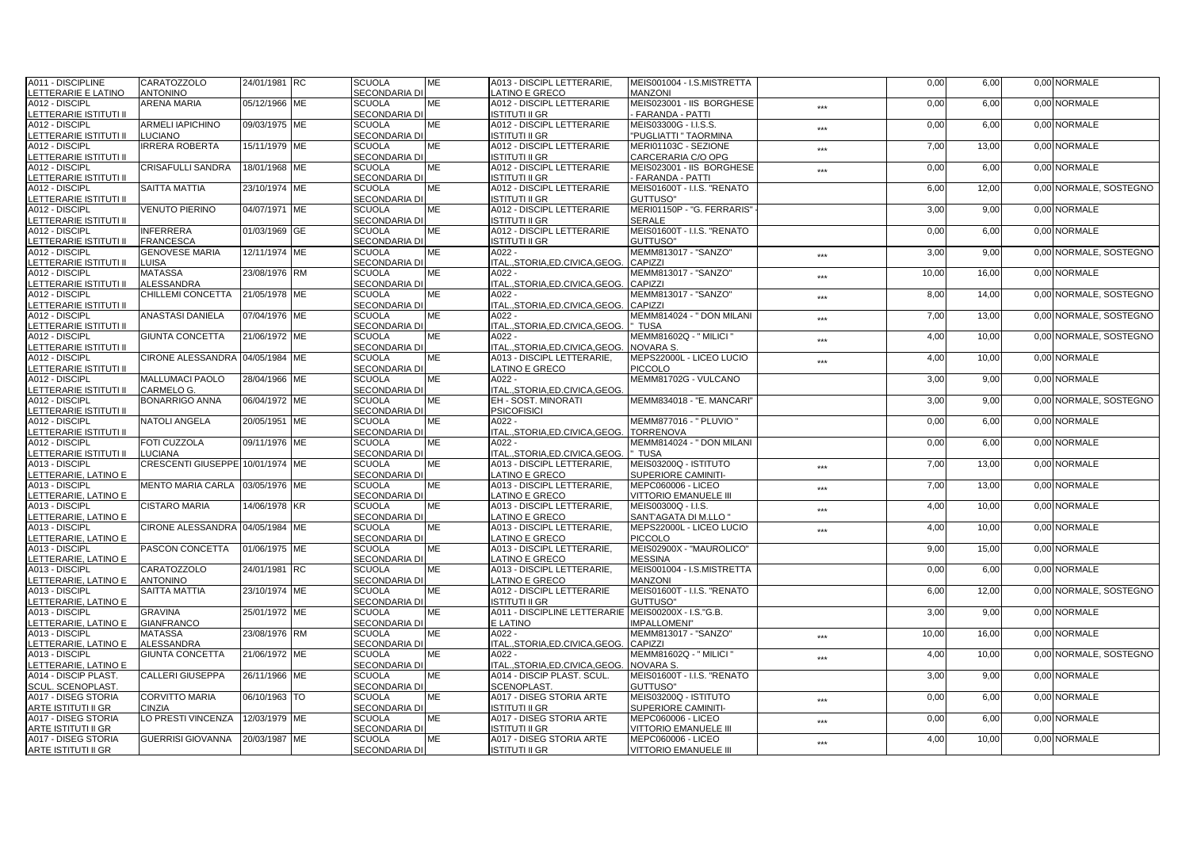| | | | | | | | | | | | | |
|---|---|---|---|---|---|---|---|---|---|---|---|---|
| A011 - DISCIPLINE LETTERARIE E LATINO | CARATOZZOLO ANTONINO | 24/01/1981 | RC | SCUOLA SECONDARIA DI | ME | A013 - DISCIPL LETTERARIE, LATINO E GRECO | MEIS001004 - I.S.MISTRETTA MANZONI | | 0,00 | 6,00 | 0,00 | NORMALE |
| A012 - DISCIPL LETTERARIE ISTITUTI II | ARENA MARIA | 05/12/1966 | ME | SCUOLA SECONDARIA DI | ME | A012 - DISCIPL LETTERARIE ISTITUTI II GR | MEIS023001 - IIS BORGHESE - FARANDA - PATTI | *** | 0,00 | 6,00 | 0,00 | NORMALE |
| A012 - DISCIPL LETTERARIE ISTITUTI II | ARMELI IAPICHINO LUCIANO | 09/03/1975 | ME | SCUOLA SECONDARIA DI | ME | A012 - DISCIPL LETTERARIE ISTITUTI II GR | MEIS03300G - I.I.S.S. "PUGLIATTI " TAORMINA | *** | 0,00 | 6,00 | 0,00 | NORMALE |
| A012 - DISCIPL LETTERARIE ISTITUTI II | IRRERA ROBERTA | 15/11/1979 | ME | SCUOLA SECONDARIA DI | ME | A012 - DISCIPL LETTERARIE ISTITUTI II GR | MERI01103C - SEZIONE CARCERARIA C/O OPG | *** | 7,00 | 13,00 | 0,00 | NORMALE |
| A012 - DISCIPL LETTERARIE ISTITUTI II | CRISAFULLI SANDRA | 18/01/1968 | ME | SCUOLA SECONDARIA DI | ME | A012 - DISCIPL LETTERARIE ISTITUTI II GR | MEIS023001 - IIS BORGHESE - FARANDA - PATTI | *** | 0,00 | 6,00 | 0,00 | NORMALE |
| A012 - DISCIPL LETTERARIE ISTITUTI II | SAITTA MATTIA | 23/10/1974 | ME | SCUOLA SECONDARIA DI | ME | A012 - DISCIPL LETTERARIE ISTITUTI II GR | MEIS01600T - I.I.S. "RENATO GUTTUSO" | | 6,00 | 12,00 | 0,00 | NORMALE, SOSTEGNO |
| A012 - DISCIPL LETTERARIE ISTITUTI II | VENUTO PIERINO | 04/07/1971 | ME | SCUOLA SECONDARIA DI | ME | A012 - DISCIPL LETTERARIE ISTITUTI II GR | MERI01150P - "G. FERRARIS" - SERALE | | 3,00 | 9,00 | 0,00 | NORMALE |
| A012 - DISCIPL LETTERARIE ISTITUTI II | INFERRERA FRANCESCA | 01/03/1969 | GE | SCUOLA SECONDARIA DI | ME | A012 - DISCIPL LETTERARIE ISTITUTI II GR | MEIS01600T - I.I.S. "RENATO GUTTUSO" | | 0,00 | 6,00 | 0,00 | NORMALE |
| A012 - DISCIPL LETTERARIE ISTITUTI II | GENOVESE MARIA LUISA | 12/11/1974 | ME | SCUOLA SECONDARIA DI | ME | A022 - ITAL.,STORIA,ED.CIVICA,GEOG. | MEMM813017 - "SANZO" CAPIZZI | *** | 3,00 | 9,00 | 0,00 | NORMALE, SOSTEGNO |
| A012 - DISCIPL LETTERARIE ISTITUTI II | MATASSA ALESSANDRA | 23/08/1976 | RM | SCUOLA SECONDARIA DI | ME | A022 - ITAL.,STORIA,ED.CIVICA,GEOG. | MEMM813017 - "SANZO" CAPIZZI | *** | 10,00 | 16,00 | 0,00 | NORMALE |
| A012 - DISCIPL LETTERARIE ISTITUTI II | CHILLEMI CONCETTA | 21/05/1978 | ME | SCUOLA SECONDARIA DI | ME | A022 - ITAL.,STORIA,ED.CIVICA,GEOG. | MEMM813017 - "SANZO" CAPIZZI | *** | 8,00 | 14,00 | 0,00 | NORMALE, SOSTEGNO |
| A012 - DISCIPL LETTERARIE ISTITUTI II | ANASTASI DANIELA | 07/04/1976 | ME | SCUOLA SECONDARIA DI | ME | A022 - ITAL.,STORIA,ED.CIVICA,GEOG. | MEMM814024 - " DON MILANI " TUSA | *** | 7,00 | 13,00 | 0,00 | NORMALE, SOSTEGNO |
| A012 - DISCIPL LETTERARIE ISTITUTI II | GIUNTA CONCETTA | 21/06/1972 | ME | SCUOLA SECONDARIA DI | ME | A022 - ITAL.,STORIA,ED.CIVICA,GEOG. | MEMM81602Q - " MILICI " NOVARA S. | *** | 4,00 | 10,00 | 0,00 | NORMALE, SOSTEGNO |
| A012 - DISCIPL LETTERARIE ISTITUTI II | CIRONE ALESSANDRA | 04/05/1984 | ME | SCUOLA SECONDARIA DI | ME | A013 - DISCIPL LETTERARIE, LATINO E GRECO | MEPS22000L - LICEO LUCIO PICCOLO | *** | 4,00 | 10,00 | 0,00 | NORMALE |
| A012 - DISCIPL LETTERARIE ISTITUTI II | MALLUMACI PAOLO CARMELO G. | 28/04/1966 | ME | SCUOLA SECONDARIA DI | ME | A022 - ITAL.,STORIA,ED.CIVICA,GEOG. | MEMM81702G - VULCANO | | 3,00 | 9,00 | 0,00 | NORMALE |
| A012 - DISCIPL LETTERARIE ISTITUTI II | BONARRIGO ANNA | 06/04/1972 | ME | SCUOLA SECONDARIA DI | ME | EH - SOST. MINORATI PSICOFISICI | MEMM834018 - "E. MANCARI" | | 3,00 | 9,00 | 0,00 | NORMALE, SOSTEGNO |
| A012 - DISCIPL LETTERARIE ISTITUTI II | NATOLI ANGELA | 20/05/1951 | ME | SCUOLA SECONDARIA DI | ME | A022 - ITAL.,STORIA,ED.CIVICA,GEOG. | MEMM877016 - " PLUVIO " TORRENOVA | | 0,00 | 6,00 | 0,00 | NORMALE |
| A012 - DISCIPL LETTERARIE ISTITUTI II | FOTI CUZZOLA LUCIANA | 09/11/1976 | ME | SCUOLA SECONDARIA DI | ME | A022 - ITAL.,STORIA,ED.CIVICA,GEOG. | MEMM814024 - " DON MILANI " TUSA | | 0,00 | 6,00 | 0,00 | NORMALE |
| A013 - DISCIPL LETTERARIE, LATINO E | CRESCENTI GIUSEPPE | 10/01/1974 | ME | SCUOLA SECONDARIA DI | ME | A013 - DISCIPL LETTERARIE, LATINO E GRECO | MEIS03200Q - ISTITUTO SUPERIORE CAMINITI- | *** | 7,00 | 13,00 | 0,00 | NORMALE |
| A013 - DISCIPL LETTERARIE, LATINO E | MENTO MARIA CARLA | 03/05/1976 | ME | SCUOLA SECONDARIA DI | ME | A013 - DISCIPL LETTERARIE, LATINO E GRECO | MEPC060006 - LICEO VITTORIO EMANUELE III | *** | 7,00 | 13,00 | 0,00 | NORMALE |
| A013 - DISCIPL LETTERARIE, LATINO E | CISTARO MARIA | 14/06/1978 | KR | SCUOLA SECONDARIA DI | ME | A013 - DISCIPL LETTERARIE, LATINO E GRECO | MEIS00300Q - I.I.S. SANT'AGATA DI M.LLO " | *** | 4,00 | 10,00 | 0,00 | NORMALE |
| A013 - DISCIPL LETTERARIE, LATINO E | CIRONE ALESSANDRA | 04/05/1984 | ME | SCUOLA SECONDARIA DI | ME | A013 - DISCIPL LETTERARIE, LATINO E GRECO | MEPS22000L - LICEO LUCIO PICCOLO | *** | 4,00 | 10,00 | 0,00 | NORMALE |
| A013 - DISCIPL LETTERARIE, LATINO E | PASCON CONCETTA | 01/06/1975 | ME | SCUOLA SECONDARIA DI | ME | A013 - DISCIPL LETTERARIE, LATINO E GRECO | MEIS02900X - "MAUROLICO" MESSINA | | 9,00 | 15,00 | 0,00 | NORMALE |
| A013 - DISCIPL LETTERARIE, LATINO E | CARATOZZOLO ANTONINO | 24/01/1981 | RC | SCUOLA SECONDARIA DI | ME | A013 - DISCIPL LETTERARIE, LATINO E GRECO | MEIS001004 - I.S.MISTRETTA MANZONI | | 0,00 | 6,00 | 0,00 | NORMALE |
| A013 - DISCIPL LETTERARIE, LATINO E | SAITTA MATTIA | 23/10/1974 | ME | SCUOLA SECONDARIA DI | ME | A012 - DISCIPL LETTERARIE ISTITUTI II GR | MEIS01600T - I.I.S. "RENATO GUTTUSO" | | 6,00 | 12,00 | 0,00 | NORMALE, SOSTEGNO |
| A013 - DISCIPL LETTERARIE, LATINO E | GRAVINA GIANFRANCO | 25/01/1972 | ME | SCUOLA SECONDARIA DI | ME | A011 - DISCIPLINE LETTERARIE E LATINO | MEIS00200X - I.S."G.B. IMPALLOMENI" | | 3,00 | 9,00 | 0,00 | NORMALE |
| A013 - DISCIPL LETTERARIE, LATINO E | MATASSA ALESSANDRA | 23/08/1976 | RM | SCUOLA SECONDARIA DI | ME | A022 - ITAL.,STORIA,ED.CIVICA,GEOG. | MEMM813017 - "SANZO" CAPIZZI | *** | 10,00 | 16,00 | 0,00 | NORMALE |
| A013 - DISCIPL LETTERARIE, LATINO E | GIUNTA CONCETTA | 21/06/1972 | ME | SCUOLA SECONDARIA DI | ME | A022 - ITAL.,STORIA,ED.CIVICA,GEOG. | MEMM81602Q - " MILICI " NOVARA S. | *** | 4,00 | 10,00 | 0,00 | NORMALE, SOSTEGNO |
| A014 - DISCIP PLAST. SCUL. SCENOPLAST. | CALLERI GIUSEPPA | 26/11/1966 | ME | SCUOLA SECONDARIA DI | ME | A014 - DISCIP PLAST. SCUL. SCENOPLAST. | MEIS01600T - I.I.S. "RENATO GUTTUSO" | | 3,00 | 9,00 | 0,00 | NORMALE |
| A017 - DISEG STORIA ARTE ISTITUTI II GR | CORVITTO MARIA CINZIA | 06/10/1963 | TO | SCUOLA SECONDARIA DI | ME | A017 - DISEG STORIA ARTE ISTITUTI II GR | MEIS03200Q - ISTITUTO SUPERIORE CAMINITI- | *** | 0,00 | 6,00 | 0,00 | NORMALE |
| A017 - DISEG STORIA ARTE ISTITUTI II GR | LO PRESTI VINCENZA | 12/03/1979 | ME | SCUOLA SECONDARIA DI | ME | A017 - DISEG STORIA ARTE ISTITUTI II GR | MEPC060006 - LICEO VITTORIO EMANUELE III | *** | 0,00 | 6,00 | 0,00 | NORMALE |
| A017 - DISEG STORIA ARTE ISTITUTI II GR | GUERRISI GIOVANNA | 20/03/1987 | ME | SCUOLA SECONDARIA DI | ME | A017 - DISEG STORIA ARTE ISTITUTI II GR | MEPC060006 - LICEO VITTORIO EMANUELE III | *** | 4,00 | 10,00 | 0,00 | NORMALE |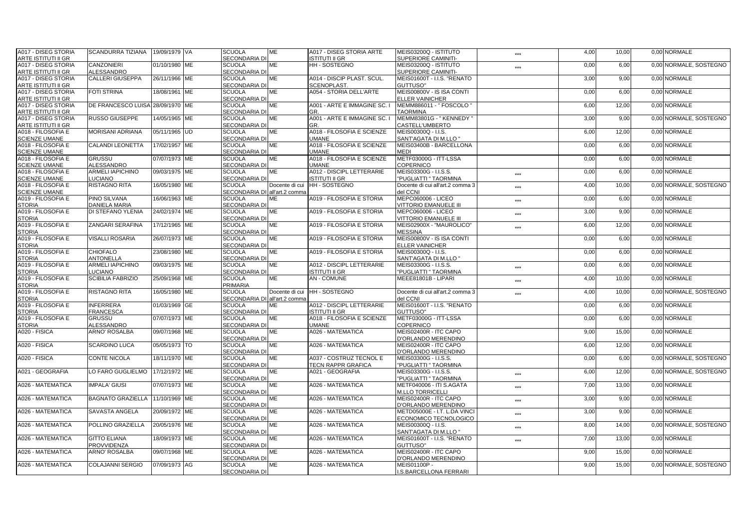| A017 - DISEG STORIA ARTE ISTITUTI II GR | SCANDURRA TIZIANA | 19/09/1979 | VA | SCUOLA SECONDARIA DI | ME | A017 - DISEG STORIA ARTE ISTITUTI II GR | MEIS03200Q - ISTITUTO SUPERIORE CAMINITI- | *** | 4,00 | 10,00 | 0,00 | NORMALE |
|---|---|---|---|---|---|---|---|---|---|---|---|---|
| A017 - DISEG STORIA ARTE ISTITUTI II GR | CANZONIERI ALESSANDRO | 01/10/1980 | ME | SCUOLA SECONDARIA DI | ME | HH - SOSTEGNO | MEIS03200Q - ISTITUTO SUPERIORE CAMINITI- | *** | 0,00 | 6,00 | 0,00 | NORMALE, SOSTEGNO |
| A017 - DISEG STORIA ARTE ISTITUTI II GR | CALLERI GIUSEPPA | 26/11/1966 | ME | SCUOLA SECONDARIA DI | ME | A014 - DISCIP PLAST. SCUL. SCENOPLAST. | MEIS01600T - I.I.S. "RENATO GUTTUSO" | | 3,00 | 9,00 | 0,00 | NORMALE |
| A017 - DISEG STORIA ARTE ISTITUTI II GR | FOTI STRINA | 18/08/1961 | ME | SCUOLA SECONDARIA DI | ME | A054 - STORIA DELL'ARTE | MEIS00800V - IS ISA CONTI ELLER VAINICHER | | 0,00 | 6,00 | 0,00 | NORMALE |
| A017 - DISEG STORIA ARTE ISTITUTI II GR | DE FRANCESCO LUISA | 28/09/1970 | ME | SCUOLA SECONDARIA DI | ME | A001 - ARTE E IMMAGINE SC. I GR. | MEMM886011 - " FOSCOLO " TAORMINA | | 6,00 | 12,00 | 0,00 | NORMALE |
| A017 - DISEG STORIA ARTE ISTITUTI II GR | RUSSO GIUSEPPE | 14/05/1965 | ME | SCUOLA SECONDARIA DI | ME | A001 - ARTE E IMMAGINE SC. I GR. | MEMM83801G - " KENNEDY " CASTELL'UMBERTO | | 3,00 | 9,00 | 0,00 | NORMALE, SOSTEGNO |
| A018 - FILOSOFIA E SCIENZE UMANE | MORISANI ADRIANA | 05/11/1965 | UD | SCUOLA SECONDARIA DI | ME | A018 - FILOSOFIA E SCIENZE UMANE | MEIS00300Q - I.I.S. SANT'AGATA DI M.LLO " | | 6,00 | 12,00 | 0,00 | NORMALE |
| A018 - FILOSOFIA E SCIENZE UMANE | CALANDI LEONETTA | 17/02/1957 | ME | SCUOLA SECONDARIA DI | ME | A018 - FILOSOFIA E SCIENZE UMANE | MEIS03400B - BARCELLONA MEDI | | 0,00 | 6,00 | 0,00 | NORMALE |
| A018 - FILOSOFIA E SCIENZE UMANE | GRUSSU ALESSANDRO | 07/07/1973 | ME | SCUOLA SECONDARIA DI | ME | A018 - FILOSOFIA E SCIENZE UMANE | METF03000G - ITT-LSSA COPERNICO | | 0,00 | 6,00 | 0,00 | NORMALE |
| A018 - FILOSOFIA E SCIENZE UMANE | ARMELI IAPICHINO LUCIANO | 09/03/1975 | ME | SCUOLA SECONDARIA DI | ME | A012 - DISCIPL LETTERARIE ISTITUTI II GR | MEIS03300G - I.I.S.S. "PUGLIATTI " TAORMINA | *** | 0,00 | 6,00 | 0,00 | NORMALE |
| A018 - FILOSOFIA E SCIENZE UMANE | RISTAGNO RITA | 16/05/1980 | ME | SCUOLA SECONDARIA DI | Docente di cui all'art.2 comma | HH - SOSTEGNO | Docente di cui all'art.2 comma 3 del CCNI | *** | 4,00 | 10,00 | 0,00 | NORMALE, SOSTEGNO |
| A019 - FILOSOFIA E STORIA | PINO SILVANA DANIELA MARIA | 16/06/1963 | ME | SCUOLA SECONDARIA DI | ME | A019 - FILOSOFIA E STORIA | MEPC060006 - LICEO VITTORIO EMANUELE III | *** | 0,00 | 6,00 | 0,00 | NORMALE |
| A019 - FILOSOFIA E STORIA | DI STEFANO YLENIA | 24/02/1974 | ME | SCUOLA SECONDARIA DI | ME | A019 - FILOSOFIA E STORIA | MEPC060006 - LICEO VITTORIO EMANUELE III | *** | 3,00 | 9,00 | 0,00 | NORMALE |
| A019 - FILOSOFIA E STORIA | ZANGARI SERAFINA | 17/12/1965 | ME | SCUOLA SECONDARIA DI | ME | A019 - FILOSOFIA E STORIA | MEIS02900X - "MAUROLICO" MESSINA | *** | 6,00 | 12,00 | 0,00 | NORMALE |
| A019 - FILOSOFIA E STORIA | VISALLI ROSARIA | 26/07/1973 | ME | SCUOLA SECONDARIA DI | ME | A019 - FILOSOFIA E STORIA | MEIS00800V - IS ISA CONTI ELLER VAINICHER | | 0,00 | 6,00 | 0,00 | NORMALE |
| A019 - FILOSOFIA E STORIA | CHIOFALO ANTONELLA | 23/08/1980 | ME | SCUOLA SECONDARIA DI | ME | A019 - FILOSOFIA E STORIA | MEIS00300Q - I.I.S. SANT'AGATA DI M.LLO " | | 0,00 | 6,00 | 0,00 | NORMALE |
| A019 - FILOSOFIA E STORIA | ARMELI IAPICHINO LUCIANO | 09/03/1975 | ME | SCUOLA SECONDARIA DI | ME | A012 - DISCIPL LETTERARIE ISTITUTI II GR | MEIS03300G - I.I.S.S. "PUGLIATTI " TAORMINA | *** | 0,00 | 6,00 | 0,00 | NORMALE |
| A019 - FILOSOFIA E STORIA | SCIBILIA FABRIZIO | 25/09/1968 | ME | SCUOLA PRIMARIA | ME | AN - COMUNE | MEEE81801B - LIPARI | *** | 4,00 | 10,00 | 0,00 | NORMALE |
| A019 - FILOSOFIA E STORIA | RISTAGNO RITA | 16/05/1980 | ME | SCUOLA SECONDARIA DI | Docente di cui all'art.2 comma | HH - SOSTEGNO | Docente di cui all'art.2 comma 3 del CCNI | *** | 4,00 | 10,00 | 0,00 | NORMALE, SOSTEGNO |
| A019 - FILOSOFIA E STORIA | INFERRERA FRANCESCA | 01/03/1969 | GE | SCUOLA SECONDARIA DI | ME | A012 - DISCIPL LETTERARIE ISTITUTI II GR | MEIS01600T - I.I.S. "RENATO GUTTUSO" | | 0,00 | 6,00 | 0,00 | NORMALE |
| A019 - FILOSOFIA E STORIA | GRUSSU ALESSANDRO | 07/07/1973 | ME | SCUOLA SECONDARIA DI | ME | A018 - FILOSOFIA E SCIENZE UMANE | METF03000G - ITT-LSSA COPERNICO | | 0,00 | 6,00 | 0,00 | NORMALE |
| A020 - FISICA | ARNO' ROSALBA | 09/07/1968 | ME | SCUOLA SECONDARIA DI | ME | A026 - MATEMATICA | MEIS02400R - ITC CAPO D'ORLANDO MERENDINO | | 9,00 | 15,00 | 0,00 | NORMALE |
| A020 - FISICA | SCARDINO LUCA | 05/05/1973 | TO | SCUOLA SECONDARIA DI | ME | A026 - MATEMATICA | MEIS02400R - ITC CAPO D'ORLANDO MERENDINO | | 6,00 | 12,00 | 0,00 | NORMALE |
| A020 - FISICA | CONTE NICOLA | 18/11/1970 | ME | SCUOLA SECONDARIA DI | ME | A037 - COSTRUZ TECNOL E TECN RAPPR GRAFICA | MEIS03300G - I.I.S.S. "PUGLIATTI " TAORMINA | | 0,00 | 6,00 | 0,00 | NORMALE, SOSTEGNO |
| A021 - GEOGRAFIA | LO FARO GUGLIELMO | 17/12/1972 | ME | SCUOLA SECONDARIA DI | ME | A021 - GEOGRAFIA | MEIS03300G - I.I.S.S. "PUGLIATTI " TAORMINA | *** | 6,00 | 12,00 | 0,00 | NORMALE, SOSTEGNO |
| A026 - MATEMATICA | IMPALA' GIUSI | 07/07/1973 | ME | SCUOLA SECONDARIA DI | ME | A026 - MATEMATICA | METF040006 - ITI S.AGATA M.LLO TORRICELLI | *** | 7,00 | 13,00 | 0,00 | NORMALE |
| A026 - MATEMATICA | BAGNATO GRAZIELLA | 11/10/1969 | ME | SCUOLA SECONDARIA DI | ME | A026 - MATEMATICA | MEIS02400R - ITC CAPO D'ORLANDO MERENDINO | *** | 3,00 | 9,00 | 0,00 | NORMALE |
| A026 - MATEMATICA | SAVASTA ANGELA | 20/09/1972 | ME | SCUOLA SECONDARIA DI | ME | A026 - MATEMATICA | METD05000E - I.T. L.DA VINCI ECONOMICO TECNOLOGICO | *** | 3,00 | 9,00 | 0,00 | NORMALE |
| A026 - MATEMATICA | POLLINO GRAZIELLA | 20/05/1976 | ME | SCUOLA SECONDARIA DI | ME | A026 - MATEMATICA | MEIS00300Q - I.I.S. SANT'AGATA DI M.LLO " | *** | 8,00 | 14,00 | 0,00 | NORMALE, SOSTEGNO |
| A026 - MATEMATICA | GITTO ELIANA PROVVIDENZA | 18/09/1973 | ME | SCUOLA SECONDARIA DI | ME | A026 - MATEMATICA | MEIS01600T - I.I.S. "RENATO GUTTUSO" | *** | 7,00 | 13,00 | 0,00 | NORMALE |
| A026 - MATEMATICA | ARNO' ROSALBA | 09/07/1968 | ME | SCUOLA SECONDARIA DI | ME | A026 - MATEMATICA | MEIS02400R - ITC CAPO D'ORLANDO MERENDINO | | 9,00 | 15,00 | 0,00 | NORMALE |
| A026 - MATEMATICA | COLAJANNI SERGIO | 07/09/1973 | AG | SCUOLA SECONDARIA DI | ME | A026 - MATEMATICA | MEIS01100P - I.S.BARCELLONA FERRARI | | 9,00 | 15,00 | 0,00 | NORMALE, SOSTEGNO |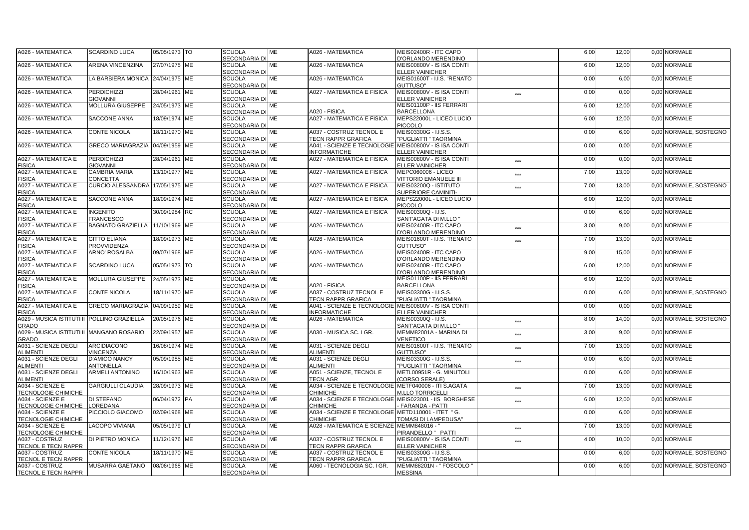| A026 - MATEMATICA | SCARDINO LUCA | 05/05/1973 | TO | SCUOLA SECONDARIA DI | ME | A026 - MATEMATICA | MEIS02400R - ITC CAPO D'ORLANDO MERENDINO | | 6,00 | 12,00 | 0,00 | NORMALE |
|---|---|---|---|---|---|---|---|---|---|---|---|---|
| A026 - MATEMATICA | ARENA VINCENZINA | 27/07/1975 | ME | SCUOLA SECONDARIA DI | ME | A026 - MATEMATICA | MEIS00800V - IS ISA CONTI ELLER VAINICHER | | 6,00 | 12,00 | 0,00 | NORMALE |
| A026 - MATEMATICA | LA BARBIERA MONICA | 24/04/1975 | ME | SCUOLA SECONDARIA DI | ME | A026 - MATEMATICA | MEIS01600T - I.I.S. "RENATO GUTTUSO" | | 0,00 | 6,00 | 0,00 | NORMALE |
| A026 - MATEMATICA | PERDICHIZZI GIOVANNI | 28/04/1961 | ME | SCUOLA SECONDARIA DI | ME | A027 - MATEMATICA E FISICA | MEIS00800V - IS ISA CONTI ELLER VAINICHER | *** | 0,00 | 0,00 | 0,00 | NORMALE |
| A026 - MATEMATICA | MOLLURA GIUSEPPE | 24/05/1973 | ME | SCUOLA SECONDARIA DI | ME | A020 - FISICA | MEIS01100P - IIS FERRARI BARCELLONA | | 6,00 | 12,00 | 0,00 | NORMALE |
| A026 - MATEMATICA | SACCONE ANNA | 18/09/1974 | ME | SCUOLA SECONDARIA DI | ME | A027 - MATEMATICA E FISICA | MEPS22000L - LICEO LUCIO PICCOLO | | 6,00 | 12,00 | 0,00 | NORMALE |
| A026 - MATEMATICA | CONTE NICOLA | 18/11/1970 | ME | SCUOLA SECONDARIA DI | ME | A037 - COSTRUZ TECNOL E TECN RAPPR GRAFICA | MEIS03300G - I.I.S.S. "PUGLIATTI " TAORMINA | | 0,00 | 6,00 | 0,00 | NORMALE, SOSTEGNO |
| A026 - MATEMATICA | GRECO MARIAGRAZIA | 04/09/1959 | ME | SCUOLA SECONDARIA DI | ME | A041 - SCIENZE E TECNOLOGIE INFORMATICHE | MEIS00800V - IS ISA CONTI ELLER VAINICHER | | 0,00 | 0,00 | 0,00 | NORMALE |
| A027 - MATEMATICA E FISICA | PERDICHIZZI GIOVANNI | 28/04/1961 | ME | SCUOLA SECONDARIA DI | ME | A027 - MATEMATICA E FISICA | MEIS00800V - IS ISA CONTI ELLER VAINICHER | *** | 0,00 | 0,00 | 0,00 | NORMALE |
| A027 - MATEMATICA E FISICA | CAMBRIA MARIA CONCETTA | 13/10/1977 | ME | SCUOLA SECONDARIA DI | ME | A027 - MATEMATICA E FISICA | MEPC060006 - LICEO VITTORIO EMANUELE III | *** | 7,00 | 13,00 | 0,00 | NORMALE |
| A027 - MATEMATICA E FISICA | CURCIO ALESSANDRA | 17/05/1975 | ME | SCUOLA SECONDARIA DI | ME | A027 - MATEMATICA E FISICA | MEIS03200Q - ISTITUTO SUPERIORE CAMINITI- | *** | 7,00 | 13,00 | 0,00 | NORMALE, SOSTEGNO |
| A027 - MATEMATICA E FISICA | SACCONE ANNA | 18/09/1974 | ME | SCUOLA SECONDARIA DI | ME | A027 - MATEMATICA E FISICA | MEPS22000L - LICEO LUCIO PICCOLO | | 6,00 | 12,00 | 0,00 | NORMALE |
| A027 - MATEMATICA E FISICA | INGENITO FRANCESCO | 30/09/1984 | RC | SCUOLA SECONDARIA DI | ME | A027 - MATEMATICA E FISICA | MEIS00300Q - I.I.S. SANT'AGATA DI M.LLO " | | 0,00 | 6,00 | 0,00 | NORMALE |
| A027 - MATEMATICA E FISICA | BAGNATO GRAZIELLA | 11/10/1969 | ME | SCUOLA SECONDARIA DI | ME | A026 - MATEMATICA | MEIS02400R - ITC CAPO D'ORLANDO MERENDINO | *** | 3,00 | 9,00 | 0,00 | NORMALE |
| A027 - MATEMATICA E FISICA | GITTO ELIANA PROVVIDENZA | 18/09/1973 | ME | SCUOLA SECONDARIA DI | ME | A026 - MATEMATICA | MEIS01600T - I.I.S. "RENATO GUTTUSO" | *** | 7,00 | 13,00 | 0,00 | NORMALE |
| A027 - MATEMATICA E FISICA | ARNO' ROSALBA | 09/07/1968 | ME | SCUOLA SECONDARIA DI | ME | A026 - MATEMATICA | MEIS02400R - ITC CAPO D'ORLANDO MERENDINO | | 9,00 | 15,00 | 0,00 | NORMALE |
| A027 - MATEMATICA E FISICA | SCARDINO LUCA | 05/05/1973 | TO | SCUOLA SECONDARIA DI | ME | A026 - MATEMATICA | MEIS02400R - ITC CAPO D'ORLANDO MERENDINO | | 6,00 | 12,00 | 0,00 | NORMALE |
| A027 - MATEMATICA E FISICA | MOLLURA GIUSEPPE | 24/05/1973 | ME | SCUOLA SECONDARIA DI | ME | A020 - FISICA | MEIS01100P - IIS FERRARI BARCELLONA | | 6,00 | 12,00 | 0,00 | NORMALE |
| A027 - MATEMATICA E FISICA | CONTE NICOLA | 18/11/1970 | ME | SCUOLA SECONDARIA DI | ME | A037 - COSTRUZ TECNOL E TECN RAPPR GRAFICA | MEIS03300G - I.I.S.S. "PUGLIATTI " TAORMINA | | 0,00 | 6,00 | 0,00 | NORMALE, SOSTEGNO |
| A027 - MATEMATICA E FISICA | GRECO MARIAGRAZIA | 04/09/1959 | ME | SCUOLA SECONDARIA DI | ME | A041 - SCIENZE E TECNOLOGIE INFORMATICHE | MEIS00800V - IS ISA CONTI ELLER VAINICHER | | 0,00 | 0,00 | 0,00 | NORMALE |
| A029 - MUSICA ISTITUTI II GRADO | POLLINO GRAZIELLA | 20/05/1976 | ME | SCUOLA SECONDARIA DI | ME | A026 - MATEMATICA | MEIS00300Q - I.I.S. SANT'AGATA DI M.LLO " | *** | 8,00 | 14,00 | 0,00 | NORMALE, SOSTEGNO |
| A029 - MUSICA ISTITUTI II GRADO | MANGANO ROSARIO | 22/09/1957 | ME | SCUOLA SECONDARIA DI | ME | A030 - MUSICA SC. I GR. | MEMM82001A - MARINA DI VENETICO | *** | 3,00 | 9,00 | 0,00 | NORMALE |
| A031 - SCIENZE DEGLI ALIMENTI | ARCIDIACONO VINCENZA | 16/08/1974 | ME | SCUOLA SECONDARIA DI | ME | A031 - SCIENZE DEGLI ALIMENTI | MEIS01600T - I.I.S. "RENATO GUTTUSO" | *** | 7,00 | 13,00 | 0,00 | NORMALE |
| A031 - SCIENZE DEGLI ALIMENTI | D'AMICO NANCY ANTONELLA | 05/09/1985 | ME | SCUOLA SECONDARIA DI | ME | A031 - SCIENZE DEGLI ALIMENTI | MEIS03300G - I.I.S.S. "PUGLIATTI " TAORMINA | *** | 0,00 | 6,00 | 0,00 | NORMALE |
| A031 - SCIENZE DEGLI ALIMENTI | ARMELI ANTONINO | 16/10/1963 | ME | SCUOLA SECONDARIA DI | ME | A051 - SCIENZE, TECNOL E TECN AGR | METL00951R - G. MINUTOLI (CORSO SERALE) | | 0,00 | 6,00 | 0,00 | NORMALE |
| A034 - SCIENZE E TECNOLOGIE CHIMICHE | GARGIULLI CLAUDIA | 28/09/1973 | ME | SCUOLA SECONDARIA DI | ME | A034 - SCIENZE E TECNOLOGIE CHIMICHE | METF040006 - ITI S.AGATA M.LLO TORRICELLI | *** | 7,00 | 13,00 | 0,00 | NORMALE |
| A034 - SCIENZE E TECNOLOGIE CHIMICHE | DI STEFANO LOREDANA | 06/04/1972 | PA | SCUOLA SECONDARIA DI | ME | A034 - SCIENZE E TECNOLOGIE CHIMICHE | MEIS023001 - IIS BORGHESE - FARANDA - PATTI | *** | 6,00 | 12,00 | 0,00 | NORMALE |
| A034 - SCIENZE E TECNOLOGIE CHIMICHE | PICCIOLO GIACOMO | 02/09/1968 | ME | SCUOLA SECONDARIA DI | ME | A034 - SCIENZE E TECNOLOGIE CHIMICHE | METD110001 - ITET " G. TOMASI DI LAMPEDUSA" | | 0,00 | 6,00 | 0,00 | NORMALE |
| A034 - SCIENZE E TECNOLOGIE CHIMICHE | LACOPO VIVIANA | 05/05/1979 | LT | SCUOLA SECONDARIA DI | ME | A028 - MATEMATICA E SCIENZE | MEMM848016 - " PIRANDELLO " PATTI | *** | 7,00 | 13,00 | 0,00 | NORMALE |
| A037 - COSTRUZ TECNOL E TECN RAPPR | DI PIETRO MONICA | 11/12/1976 | ME | SCUOLA SECONDARIA DI | ME | A037 - COSTRUZ TECNOL E TECN RAPPR GRAFICA | MEIS00800V - IS ISA CONTI ELLER VAINICHER | *** | 4,00 | 10,00 | 0,00 | NORMALE |
| A037 - COSTRUZ TECNOL E TECN RAPPR | CONTE NICOLA | 18/11/1970 | ME | SCUOLA SECONDARIA DI | ME | A037 - COSTRUZ TECNOL E TECN RAPPR GRAFICA | MEIS03300G - I.I.S.S. "PUGLIATTI " TAORMINA | | 0,00 | 6,00 | 0,00 | NORMALE, SOSTEGNO |
| A037 - COSTRUZ TECNOL E TECN RAPPR | MUSARRA GAETANO | 08/06/1968 | ME | SCUOLA SECONDARIA DI | ME | A060 - TECNOLOGIA SC. I GR. | MEMM88201N - " FOSCOLO " MESSINA | | 0,00 | 6,00 | 0,00 | NORMALE, SOSTEGNO |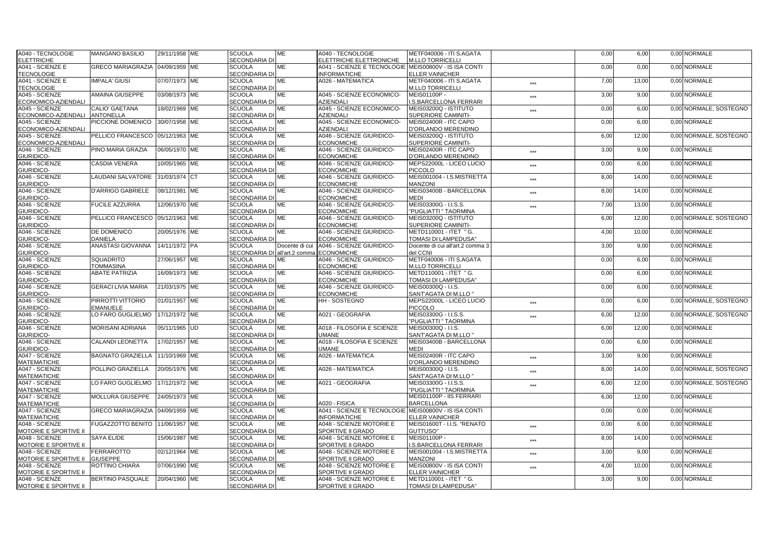| A040 - TECNOLOGIE ELETTRICHE | MANGANO BASILIO | 29/11/1958 | ME | SCUOLA SECONDARIA DI | ME | A040 - TECNOLOGIE ELETTRICHE ELETTRONICHE | METF040006 - ITI S.AGATA M.LLO TORRICELLI | | 0,00 | 6,00 | 0,00 | NORMALE |
|---|---|---|---|---|---|---|---|---|---|---|---|---|
| A041 - SCIENZE E TECNOLOGIE | GRECO MARIAGRAZIA | 04/09/1959 | ME | SCUOLA SECONDARIA DI | ME | A041 - SCIENZE E TECNOLOGIE INFORMATICHE | MEIS00800V - IS ISA CONTI ELLER VAINICHER | | 0,00 | 0,00 | 0,00 | NORMALE |
| A041 - SCIENZE E TECNOLOGIE | IMPALA' GIUSI | 07/07/1973 | ME | SCUOLA SECONDARIA DI | ME | A026 - MATEMATICA | METF040006 - ITI S.AGATA M.LLO TORRICELLI | *** | 7,00 | 13,00 | 0,00 | NORMALE |
| A045 - SCIENZE ECONOMICO-AZIENDALI | AMAINA GIUSEPPE | 03/08/1973 | ME | SCUOLA SECONDARIA DI | ME | A045 - SCIENZE ECONOMICO-AZIENDALI | MEIS01100P - I.S.BARCELLONA FERRARI | *** | 3,00 | 9,00 | 0,00 | NORMALE |
| A045 - SCIENZE ECONOMICO-AZIENDALI | CALIO' GAETANA ANTONELLA | 18/02/1969 | ME | SCUOLA SECONDARIA DI | ME | A045 - SCIENZE ECONOMICO-AZIENDALI | MEIS03200Q - ISTITUTO SUPERIORE CAMINITI- | *** | 0,00 | 6,00 | 0,00 | NORMALE, SOSTEGNO |
| A045 - SCIENZE ECONOMICO-AZIENDALI | PICCIONE DOMENICO | 30/07/1958 | ME | SCUOLA SECONDARIA DI | ME | A045 - SCIENZE ECONOMICO-AZIENDALI | MEIS02400R - ITC CAPO D'ORLANDO MERENDINO | | 0,00 | 6,00 | 0,00 | NORMALE |
| A045 - SCIENZE ECONOMICO-AZIENDALI | PELLICO FRANCESCO | 05/12/1963 | ME | SCUOLA SECONDARIA DI | ME | A046 - SCIENZE GIURIDICO-ECONOMICHE | MEIS03200Q - ISTITUTO SUPERIORE CAMINITI- | | 6,00 | 12,00 | 0,00 | NORMALE, SOSTEGNO |
| A046 - SCIENZE GIURIDICO- | PINO MARIA GRAZIA | 06/05/1970 | ME | SCUOLA SECONDARIA DI | ME | A046 - SCIENZE GIURIDICO-ECONOMICHE | MEIS02400R - ITC CAPO D'ORLANDO MERENDINO | *** | 3,00 | 9,00 | 0,00 | NORMALE |
| A046 - SCIENZE GIURIDICO- | CASDIA VENERA | 10/05/1965 | ME | SCUOLA SECONDARIA DI | ME | A046 - SCIENZE GIURIDICO-ECONOMICHE | MEPS22000L - LICEO LUCIO PICCOLO | *** | 0,00 | 6,00 | 0,00 | NORMALE |
| A046 - SCIENZE GIURIDICO- | LAUDANI SALVATORE | 31/03/1974 | CT | SCUOLA SECONDARIA DI | ME | A046 - SCIENZE GIURIDICO-ECONOMICHE | MEIS001004 - I.S.MISTRETTA MANZONI | *** | 8,00 | 14,00 | 0,00 | NORMALE |
| A046 - SCIENZE GIURIDICO- | D'ARRIGO GABRIELE | 08/12/1981 | ME | SCUOLA SECONDARIA DI | ME | A046 - SCIENZE GIURIDICO-ECONOMICHE | MEIS03400B - BARCELLONA MEDI | *** | 8,00 | 14,00 | 0,00 | NORMALE |
| A046 - SCIENZE GIURIDICO- | FUCILE AZZURRA | 12/06/1970 | ME | SCUOLA SECONDARIA DI | ME | A046 - SCIENZE GIURIDICO-ECONOMICHE | MEIS03300G - I.I.S.S. "PUGLIATTI " TAORMINA | *** | 7,00 | 13,00 | 0,00 | NORMALE |
| A046 - SCIENZE GIURIDICO- | PELLICO FRANCESCO | 05/12/1963 | ME | SCUOLA SECONDARIA DI | ME | A046 - SCIENZE GIURIDICO-ECONOMICHE | MEIS03200Q - ISTITUTO SUPERIORE CAMINITI- | | 6,00 | 12,00 | 0,00 | NORMALE, SOSTEGNO |
| A046 - SCIENZE GIURIDICO- | DE DOMENICO DANIELA | 20/05/1976 | ME | SCUOLA SECONDARIA DI | ME | A046 - SCIENZE GIURIDICO-ECONOMICHE | METD110001 - ITET " G. TOMASI DI LAMPEDUSA" | | 4,00 | 10,00 | 0,00 | NORMALE |
| A046 - SCIENZE GIURIDICO- | ANASTASI GIOVANNA | 14/11/1972 | PA | SCUOLA SECONDARIA DI | Docente di cui all'art.2 comma | A046 - SCIENZE GIURIDICO-ECONOMICHE | Docente di cui all'art.2 comma 3 del CCNI | | 3,00 | 9,00 | 0,00 | NORMALE |
| A046 - SCIENZE GIURIDICO- | SQUADRITO TOMMASINA | 27/06/1957 | ME | SCUOLA SECONDARIA DI | ME | A046 - SCIENZE GIURIDICO-ECONOMICHE | METF040006 - ITI S.AGATA M.LLO TORRICELLI | | 0,00 | 6,00 | 0,00 | NORMALE |
| A046 - SCIENZE GIURIDICO- | ABATE PATRIZIA | 16/09/1973 | ME | SCUOLA SECONDARIA DI | ME | A046 - SCIENZE GIURIDICO-ECONOMICHE | METD110001 - ITET " G. TOMASI DI LAMPEDUSA" | | 0,00 | 6,00 | 0,00 | NORMALE |
| A046 - SCIENZE GIURIDICO- | GERACI LIVIA MARIA | 21/03/1975 | ME | SCUOLA SECONDARIA DI | ME | A046 - SCIENZE GIURIDICO-ECONOMICHE | MEIS00300Q - I.I.S. SANT'AGATA DI M.LLO " | | 0,00 | 6,00 | 0,00 | NORMALE |
| A046 - SCIENZE GIURIDICO- | PIRROTTI VITTORIO EMANUELE | 01/01/1957 | ME | SCUOLA SECONDARIA DI | ME | HH - SOSTEGNO | MEPS22000L - LICEO LUCIO PICCOLO | *** | 0,00 | 6,00 | 0,00 | NORMALE, SOSTEGNO |
| A046 - SCIENZE GIURIDICO- | LO FARO GUGLIELMO | 17/12/1972 | ME | SCUOLA SECONDARIA DI | ME | A021 - GEOGRAFIA | MEIS03300G - I.I.S.S. "PUGLIATTI " TAORMINA | *** | 6,00 | 12,00 | 0,00 | NORMALE, SOSTEGNO |
| A046 - SCIENZE GIURIDICO- | MORISANI ADRIANA | 05/11/1965 | UD | SCUOLA SECONDARIA DI | ME | A018 - FILOSOFIA E SCIENZE UMANE | MEIS00300Q - I.I.S. SANT'AGATA DI M.LLO " | | 6,00 | 12,00 | 0,00 | NORMALE |
| A046 - SCIENZE GIURIDICO- | CALANDI LEONETTA | 17/02/1957 | ME | SCUOLA SECONDARIA DI | ME | A018 - FILOSOFIA E SCIENZE UMANE | MEIS03400B - BARCELLONA MEDI | | 0,00 | 6,00 | 0,00 | NORMALE |
| A047 - SCIENZE MATEMATICHE | BAGNATO GRAZIELLA | 11/10/1969 | ME | SCUOLA SECONDARIA DI | ME | A026 - MATEMATICA | MEIS02400R - ITC CAPO D'ORLANDO MERENDINO | *** | 3,00 | 9,00 | 0,00 | NORMALE |
| A047 - SCIENZE MATEMATICHE | POLLINO GRAZIELLA | 20/05/1976 | ME | SCUOLA SECONDARIA DI | ME | A026 - MATEMATICA | MEIS00300Q - I.I.S. SANT'AGATA DI M.LLO " | *** | 8,00 | 14,00 | 0,00 | NORMALE, SOSTEGNO |
| A047 - SCIENZE MATEMATICHE | LO FARO GUGLIELMO | 17/12/1972 | ME | SCUOLA SECONDARIA DI | ME | A021 - GEOGRAFIA | MEIS03300G - I.I.S.S. "PUGLIATTI " TAORMINA | *** | 6,00 | 12,00 | 0,00 | NORMALE, SOSTEGNO |
| A047 - SCIENZE MATEMATICHE | MOLLURA GIUSEPPE | 24/05/1973 | ME | SCUOLA SECONDARIA DI | ME | A020 - FISICA | MEIS01100P - IIS FERRARI BARCELLONA | | 6,00 | 12,00 | 0,00 | NORMALE |
| A047 - SCIENZE MATEMATICHE | GRECO MARIAGRAZIA | 04/09/1959 | ME | SCUOLA SECONDARIA DI | ME | A041 - SCIENZE E TECNOLOGIE INFORMATICHE | MEIS00800V - IS ISA CONTI ELLER VAINICHER | | 0,00 | 0,00 | 0,00 | NORMALE |
| A048 - SCIENZE MOTORIE E SPORTIVE II | FUGAZZOTTO BENITO | 11/06/1957 | ME | SCUOLA SECONDARIA DI | ME | A048 - SCIENZE MOTORIE E SPORTIVE II GRADO | MEIS01600T - I.I.S. "RENATO GUTTUSO" | *** | 0,00 | 6,00 | 0,00 | NORMALE |
| A048 - SCIENZE MOTORIE E SPORTIVE II | SAYA ELIDE | 15/06/1987 | ME | SCUOLA SECONDARIA DI | ME | A048 - SCIENZE MOTORIE E SPORTIVE II GRADO | MEIS01100P - I.S.BARCELLONA FERRARI | *** | 8,00 | 14,00 | 0,00 | NORMALE |
| A048 - SCIENZE MOTORIE E SPORTIVE II | FERRAROTTO GIUSEPPE | 02/12/1964 | ME | SCUOLA SECONDARIA DI | ME | A048 - SCIENZE MOTORIE E SPORTIVE II GRADO | MEIS001004 - I.S.MISTRETTA MANZONI | *** | 3,00 | 9,00 | 0,00 | NORMALE |
| A048 - SCIENZE MOTORIE E SPORTIVE II | ROTTINO CHIARA | 07/06/1990 | ME | SCUOLA SECONDARIA DI | ME | A048 - SCIENZE MOTORIE E SPORTIVE II GRADO | MEIS00800V - IS ISA CONTI ELLER VAINICHER | *** | 4,00 | 10,00 | 0,00 | NORMALE |
| A048 - SCIENZE MOTORIE E SPORTIVE II | BERTINO PASQUALE | 20/04/1960 | ME | SCUOLA SECONDARIA DI | ME | A048 - SCIENZE MOTORIE E SPORTIVE II GRADO | METD110001 - ITET " G. TOMASI DI LAMPEDUSA" | | 3,00 | 9,00 | 0,00 | NORMALE |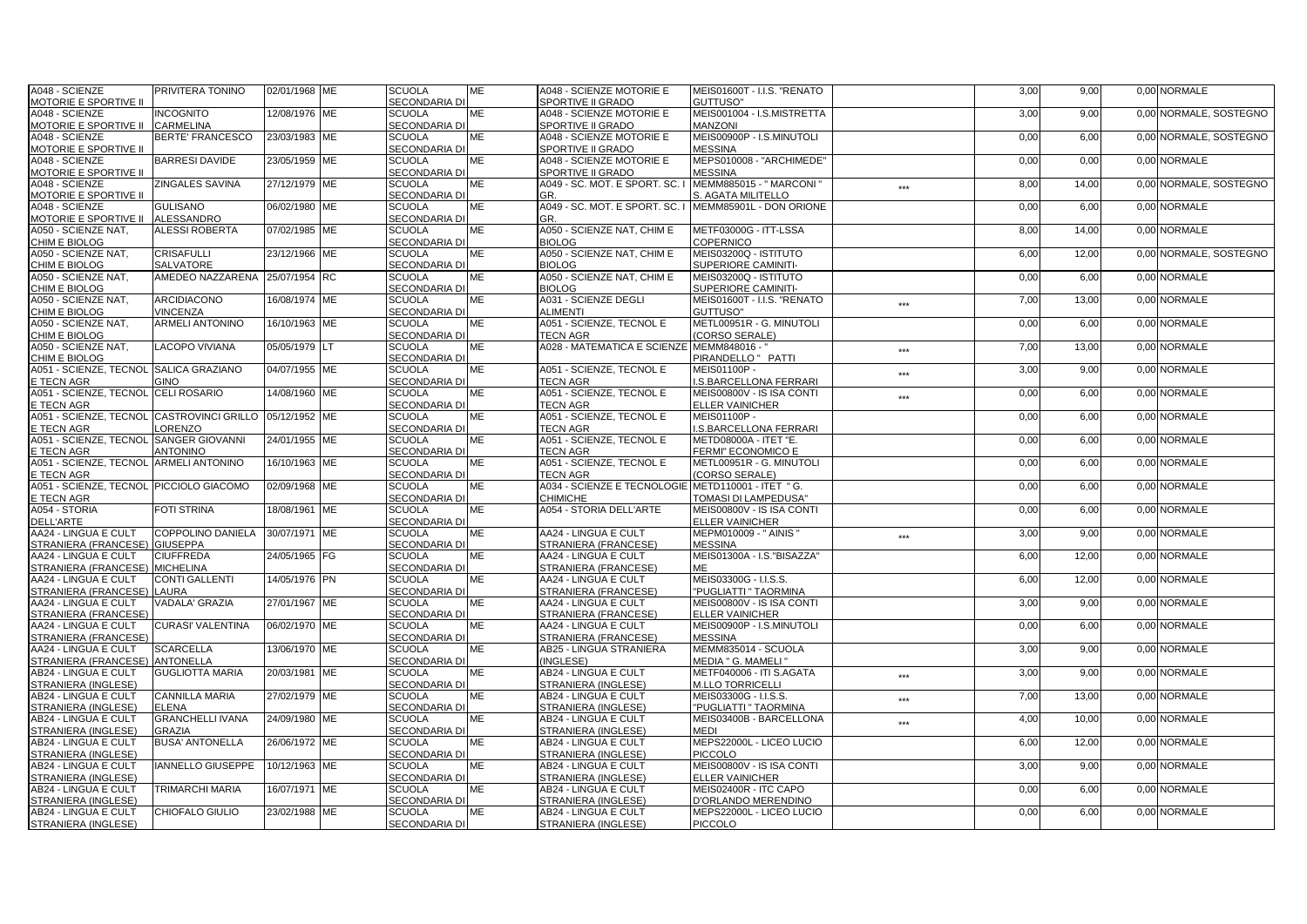| | | | | | | | | | | | | |
|---|---|---|---|---|---|---|---|---|---|---|---|---|
| A048 - SCIENZE MOTORIE E SPORTIVE II | PRIVITERA TONINO | 02/01/1968 | ME | SCUOLA SECONDARIA DI | ME | A048 - SCIENZE MOTORIE E SPORTIVE II GRADO | MEIS01600T - I.I.S. "RENATO GUTTUSO" | | 3,00 | 9,00 | 0,00 | NORMALE |
| A048 - SCIENZE MOTORIE E SPORTIVE II | INCOGNITO CARMELINA | 12/08/1976 | ME | SCUOLA SECONDARIA DI | ME | A048 - SCIENZE MOTORIE E SPORTIVE II GRADO | MEIS001004 - I.S.MISTRETTA MANZONI | | 3,00 | 9,00 | 0,00 | NORMALE, SOSTEGNO |
| A048 - SCIENZE MOTORIE E SPORTIVE II | BERTE' FRANCESCO | 23/03/1983 | ME | SCUOLA SECONDARIA DI | ME | A048 - SCIENZE MOTORIE E SPORTIVE II GRADO | MEIS00900P - I.S.MINUTOLI MESSINA | | 0,00 | 6,00 | 0,00 | NORMALE, SOSTEGNO |
| A048 - SCIENZE MOTORIE E SPORTIVE II | BARRESI DAVIDE | 23/05/1959 | ME | SCUOLA SECONDARIA DI | ME | A048 - SCIENZE MOTORIE E SPORTIVE II GRADO | MEPS010008 - "ARCHIMEDE" MESSINA | | 0,00 | 0,00 | 0,00 | NORMALE |
| A048 - SCIENZE MOTORIE E SPORTIVE II | ZINGALES SAVINA | 27/12/1979 | ME | SCUOLA SECONDARIA DI | ME | A049 - SC. MOT. E SPORT. SC. I GR. | MEMM885015 - " MARCONI " S. AGATA MILITELLO | *** | 8,00 | 14,00 | 0,00 | NORMALE, SOSTEGNO |
| A048 - SCIENZE MOTORIE E SPORTIVE II | GULISANO ALESSANDRO | 06/02/1980 | ME | SCUOLA SECONDARIA DI | ME | A049 - SC. MOT. E SPORT. SC. I GR. | MEMM85901L - DON ORIONE | | 0,00 | 6,00 | 0,00 | NORMALE |
| A050 - SCIENZE NAT, CHIM E BIOLOG | ALESSI ROBERTA | 07/02/1985 | ME | SCUOLA SECONDARIA DI | ME | A050 - SCIENZE NAT, CHIM E BIOLOG | METF03000G - ITT-LSSA COPERNICO | | 8,00 | 14,00 | 0,00 | NORMALE |
| A050 - SCIENZE NAT, CHIM E BIOLOG | CRISAFULLI SALVATORE | 23/12/1966 | ME | SCUOLA SECONDARIA DI | ME | A050 - SCIENZE NAT, CHIM E BIOLOG | MEIS03200Q - ISTITUTO SUPERIORE CAMINITI- | | 6,00 | 12,00 | 0,00 | NORMALE, SOSTEGNO |
| A050 - SCIENZE NAT, CHIM E BIOLOG | AMEDEO NAZZARENA | 25/07/1954 | RC | SCUOLA SECONDARIA DI | ME | A050 - SCIENZE NAT, CHIM E BIOLOG | MEIS03200Q - ISTITUTO SUPERIORE CAMINITI- | | 0,00 | 6,00 | 0,00 | NORMALE |
| A050 - SCIENZE NAT, CHIM E BIOLOG | ARCIDIACONO VINCENZA | 16/08/1974 | ME | SCUOLA SECONDARIA DI | ME | A031 - SCIENZE DEGLI ALIMENTI | MEIS01600T - I.I.S. "RENATO GUTTUSO" | *** | 7,00 | 13,00 | 0,00 | NORMALE |
| A050 - SCIENZE NAT, CHIM E BIOLOG | ARMELI ANTONINO | 16/10/1963 | ME | SCUOLA SECONDARIA DI | ME | A051 - SCIENZE, TECNOL E TECN AGR | METL00951R - G. MINUTOLI (CORSO SERALE) | | 0,00 | 6,00 | 0,00 | NORMALE |
| A050 - SCIENZE NAT, CHIM E BIOLOG | LACOPO VIVIANA | 05/05/1979 | LT | SCUOLA SECONDARIA DI | ME | A028 - MATEMATICA E SCIENZE | MEMM848016 - " PIRANDELLO " PATTI | *** | 7,00 | 13,00 | 0,00 | NORMALE |
| A051 - SCIENZE, TECNOL E TECN AGR | SALICA GRAZIANO GINO | 04/07/1955 | ME | SCUOLA SECONDARIA DI | ME | A051 - SCIENZE, TECNOL E TECN AGR | MEIS01100P - I.S.BARCELLONA FERRARI | *** | 3,00 | 9,00 | 0,00 | NORMALE |
| A051 - SCIENZE, TECNOL E TECN AGR | CELI ROSARIO | 14/08/1960 | ME | SCUOLA SECONDARIA DI | ME | A051 - SCIENZE, TECNOL E TECN AGR | MEIS00800V - IS ISA CONTI ELLER VAINICHER | *** | 0,00 | 6,00 | 0,00 | NORMALE |
| A051 - SCIENZE, TECNOL E TECN AGR | CASTROVINCI GRILLO LORENZO | 05/12/1952 | ME | SCUOLA SECONDARIA DI | ME | A051 - SCIENZE, TECNOL E TECN AGR | MEIS01100P - I.S.BARCELLONA FERRARI | | 0,00 | 6,00 | 0,00 | NORMALE |
| A051 - SCIENZE, TECNOL E TECN AGR | SANGER GIOVANNI ANTONINO | 24/01/1955 | ME | SCUOLA SECONDARIA DI | ME | A051 - SCIENZE, TECNOL E TECN AGR | METD08000A - ITET "E. FERMI" ECONOMICO E | | 0,00 | 6,00 | 0,00 | NORMALE |
| A051 - SCIENZE, TECNOL E TECN AGR | ARMELI ANTONINO | 16/10/1963 | ME | SCUOLA SECONDARIA DI | ME | A051 - SCIENZE, TECNOL E TECN AGR | METL00951R - G. MINUTOLI (CORSO SERALE) | | 0,00 | 6,00 | 0,00 | NORMALE |
| A051 - SCIENZE, TECNOL E TECN AGR | PICCIOLO GIACOMO | 02/09/1968 | ME | SCUOLA SECONDARIA DI | ME | A034 - SCIENZE E TECNOLOGIE CHIMICHE | METD110001 - ITET " G. TOMASI DI LAMPEDUSA" | | 0,00 | 6,00 | 0,00 | NORMALE |
| A054 - STORIA DELL'ARTE | FOTI STRINA | 18/08/1961 | ME | SCUOLA SECONDARIA DI | ME | A054 - STORIA DELL'ARTE | MEIS00800V - IS ISA CONTI ELLER VAINICHER | | 0,00 | 6,00 | 0,00 | NORMALE |
| AA24 - LINGUA E CULT STRANIERA (FRANCESE) | COPPOLINO DANIELA GIUSEPPA | 30/07/1971 | ME | SCUOLA SECONDARIA DI | ME | AA24 - LINGUA E CULT STRANIERA (FRANCESE) | MEPM010009 - " AINIS " MESSINA | *** | 3,00 | 9,00 | 0,00 | NORMALE |
| AA24 - LINGUA E CULT STRANIERA (FRANCESE) | CIUFFREDA MICHELINA | 24/05/1965 | FG | SCUOLA SECONDARIA DI | ME | AA24 - LINGUA E CULT STRANIERA (FRANCESE) | MEIS01300A - I.S."BISAZZA" ME | | 6,00 | 12,00 | 0,00 | NORMALE |
| AA24 - LINGUA E CULT STRANIERA (FRANCESE) | CONTI GALLENTI LAURA | 14/05/1976 | PN | SCUOLA SECONDARIA DI | ME | AA24 - LINGUA E CULT STRANIERA (FRANCESE) | MEIS03300G - I.I.S.S. "PUGLIATTI " TAORMINA | | 6,00 | 12,00 | 0,00 | NORMALE |
| AA24 - LINGUA E CULT STRANIERA (FRANCESE) | VADALA' GRAZIA | 27/01/1967 | ME | SCUOLA SECONDARIA DI | ME | AA24 - LINGUA E CULT STRANIERA (FRANCESE) | MEIS00800V - IS ISA CONTI ELLER VAINICHER | | 3,00 | 9,00 | 0,00 | NORMALE |
| AA24 - LINGUA E CULT STRANIERA (FRANCESE) | CURASI' VALENTINA | 06/02/1970 | ME | SCUOLA SECONDARIA DI | ME | AA24 - LINGUA E CULT STRANIERA (FRANCESE) | MEIS00900P - I.S.MINUTOLI MESSINA | | 0,00 | 6,00 | 0,00 | NORMALE |
| AA24 - LINGUA E CULT STRANIERA (FRANCESE) | SCARCELLA ANTONELLA | 13/06/1970 | ME | SCUOLA SECONDARIA DI | ME | AB25 - LINGUA STRANIERA (INGLESE) | MEMM835014 - SCUOLA MEDIA " G. MAMELI " | | 3,00 | 9,00 | 0,00 | NORMALE |
| AB24 - LINGUA E CULT STRANIERA (INGLESE) | GUGLIOTTA MARIA | 20/03/1981 | ME | SCUOLA SECONDARIA DI | ME | AB24 - LINGUA E CULT STRANIERA (INGLESE) | METF040006 - ITI S.AGATA M.LLO TORRICELLI | *** | 3,00 | 9,00 | 0,00 | NORMALE |
| AB24 - LINGUA E CULT STRANIERA (INGLESE) | CANNILLA MARIA ELENA | 27/02/1979 | ME | SCUOLA SECONDARIA DI | ME | AB24 - LINGUA E CULT STRANIERA (INGLESE) | MEIS03300G - I.I.S.S. "PUGLIATTI " TAORMINA | *** | 7,00 | 13,00 | 0,00 | NORMALE |
| AB24 - LINGUA E CULT STRANIERA (INGLESE) | GRANCHELLI IVANA GRAZIA | 24/09/1980 | ME | SCUOLA SECONDARIA DI | ME | AB24 - LINGUA E CULT STRANIERA (INGLESE) | MEIS03400B - BARCELLONA MEDI | *** | 4,00 | 10,00 | 0,00 | NORMALE |
| AB24 - LINGUA E CULT STRANIERA (INGLESE) | BUSA' ANTONELLA | 26/06/1972 | ME | SCUOLA SECONDARIA DI | ME | AB24 - LINGUA E CULT STRANIERA (INGLESE) | MEPS22000L - LICEO LUCIO PICCOLO | | 6,00 | 12,00 | 0,00 | NORMALE |
| AB24 - LINGUA E CULT STRANIERA (INGLESE) | IANNELLO GIUSEPPE | 10/12/1963 | ME | SCUOLA SECONDARIA DI | ME | AB24 - LINGUA E CULT STRANIERA (INGLESE) | MEIS00800V - IS ISA CONTI ELLER VAINICHER | | 3,00 | 9,00 | 0,00 | NORMALE |
| AB24 - LINGUA E CULT STRANIERA (INGLESE) | TRIMARCHI MARIA | 16/07/1971 | ME | SCUOLA SECONDARIA DI | ME | AB24 - LINGUA E CULT STRANIERA (INGLESE) | MEIS02400R - ITC CAPO D'ORLANDO MERENDINO | | 0,00 | 6,00 | 0,00 | NORMALE |
| AB24 - LINGUA E CULT STRANIERA (INGLESE) | CHIOFALO GIULIO | 23/02/1988 | ME | SCUOLA SECONDARIA DI | ME | AB24 - LINGUA E CULT STRANIERA (INGLESE) | MEPS22000L - LICEO LUCIO PICCOLO | | 0,00 | 6,00 | 0,00 | NORMALE |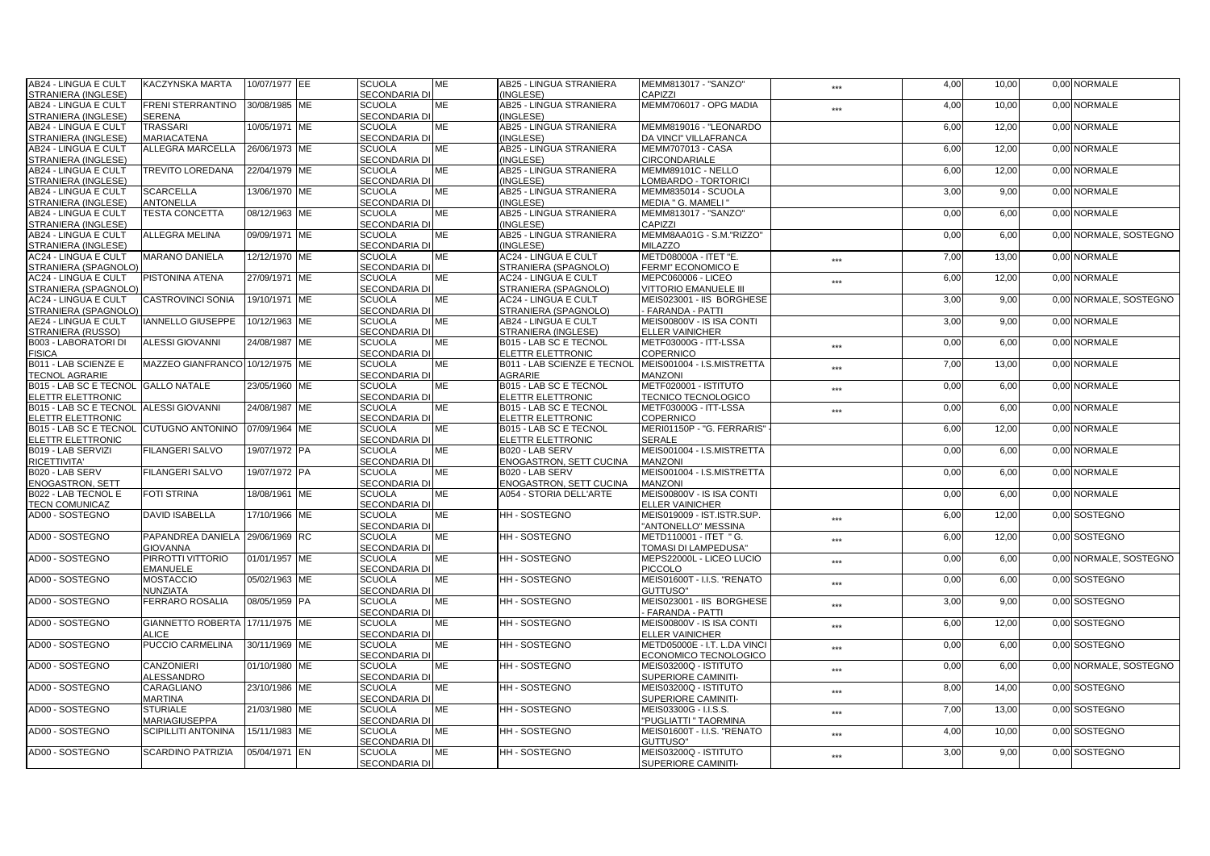| | | | | | | | | | | | | |
|---|---|---|---|---|---|---|---|---|---|---|---|---|
| AB24 - LINGUA E CULT STRANIERA (INGLESE) | KACZYNSKA MARTA | 10/07/1977 | EE | SCUOLA SECONDARIA DI | ME | AB25 - LINGUA STRANIERA (INGLESE) | MEMM813017 - "SANZO" CAPIZZI | *** | 4,00 | 10,00 | 0,00 | NORMALE |
| AB24 - LINGUA E CULT STRANIERA (INGLESE) | FRENI STERRANTINO SERENA | 30/08/1985 | ME | SCUOLA SECONDARIA DI | ME | AB25 - LINGUA STRANIERA (INGLESE) | MEMM706017 - OPG MADIA | *** | 4,00 | 10,00 | 0,00 | NORMALE |
| AB24 - LINGUA E CULT STRANIERA (INGLESE) | TRASSARI MARIACATENA | 10/05/1971 | ME | SCUOLA SECONDARIA DI | ME | AB25 - LINGUA STRANIERA (INGLESE) | MEMM819016 - "LEONARDO DA VINCI" VILLAFRANCA | | 6,00 | 12,00 | 0,00 | NORMALE |
| AB24 - LINGUA E CULT STRANIERA (INGLESE) | ALLEGRA MARCELLA | 26/06/1973 | ME | SCUOLA SECONDARIA DI | ME | AB25 - LINGUA STRANIERA (INGLESE) | MEMM707013 - CASA CIRCONDARIALE | | 6,00 | 12,00 | 0,00 | NORMALE |
| AB24 - LINGUA E CULT STRANIERA (INGLESE) | TREVITO LOREDANA | 22/04/1979 | ME | SCUOLA SECONDARIA DI | ME | AB25 - LINGUA STRANIERA (INGLESE) | MEMM89101C - NELLO LOMBARDO - TORTORICI | | 6,00 | 12,00 | 0,00 | NORMALE |
| AB24 - LINGUA E CULT STRANIERA (INGLESE) | SCARCELLA ANTONELLA | 13/06/1970 | ME | SCUOLA SECONDARIA DI | ME | AB25 - LINGUA STRANIERA (INGLESE) | MEMM835014 - SCUOLA MEDIA " G. MAMELI " | | 3,00 | 9,00 | 0,00 | NORMALE |
| AB24 - LINGUA E CULT STRANIERA (INGLESE) | TESTA CONCETTA | 08/12/1963 | ME | SCUOLA SECONDARIA DI | ME | AB25 - LINGUA STRANIERA (INGLESE) | MEMM813017 - "SANZO" CAPIZZI | | 0,00 | 6,00 | 0,00 | NORMALE |
| AB24 - LINGUA E CULT STRANIERA (INGLESE) | ALLEGRA MELINA | 09/09/1971 | ME | SCUOLA SECONDARIA DI | ME | AB25 - LINGUA STRANIERA (INGLESE) | MEMM8AA01G - S.M."RIZZO" MILAZZO | | 0,00 | 6,00 | 0,00 | NORMALE, SOSTEGNO |
| AC24 - LINGUA E CULT STRANIERA (SPAGNOLO) | MARANO DANIELA | 12/12/1970 | ME | SCUOLA SECONDARIA DI | ME | AC24 - LINGUA E CULT STRANIERA (SPAGNOLO) | METD08000A - ITET "E. FERMI" ECONOMICO E | *** | 7,00 | 13,00 | 0,00 | NORMALE |
| AC24 - LINGUA E CULT STRANIERA (SPAGNOLO) | PISTONINA ATENA | 27/09/1971 | ME | SCUOLA SECONDARIA DI | ME | AC24 - LINGUA E CULT STRANIERA (SPAGNOLO) | MEPC060006 - LICEO VITTORIO EMANUELE III | *** | 6,00 | 12,00 | 0,00 | NORMALE |
| AC24 - LINGUA E CULT STRANIERA (SPAGNOLO) | CASTROVINCI SONIA | 19/10/1971 | ME | SCUOLA SECONDARIA DI | ME | AC24 - LINGUA E CULT STRANIERA (SPAGNOLO) | MEIS023001 - IIS BORGHESE - FARANDA - PATTI | | 3,00 | 9,00 | 0,00 | NORMALE, SOSTEGNO |
| AE24 - LINGUA E CULT STRANIERA (RUSSO) | IANNELLO GIUSEPPE | 10/12/1963 | ME | SCUOLA SECONDARIA DI | ME | AB24 - LINGUA E CULT STRANIERA (INGLESE) | MEIS00800V - IS ISA CONTI ELLER VAINICHER | | 3,00 | 9,00 | 0,00 | NORMALE |
| B003 - LABORATORI DI FISICA | ALESSI GIOVANNI | 24/08/1987 | ME | SCUOLA SECONDARIA DI | ME | B015 - LAB SC E TECNOL ELETTR ELETTRONIC | METF03000G - ITT-LSSA COPERNICO | *** | 0,00 | 6,00 | 0,00 | NORMALE |
| B011 - LAB SCIENZE E TECNOL AGRARIE | MAZZEO GIANFRANCO | 10/12/1975 | ME | SCUOLA SECONDARIA DI | ME | B011 - LAB SCIENZE E TECNOL AGRARIE | MEIS001004 - I.S.MISTRETTA MANZONI | *** | 7,00 | 13,00 | 0,00 | NORMALE |
| B015 - LAB SC E TECNOL ELETTR ELETTRONIC | GALLO NATALE | 23/05/1960 | ME | SCUOLA SECONDARIA DI | ME | B015 - LAB SC E TECNOL ELETTR ELETTRONIC | METF020001 - ISTITUTO TECNICO TECNOLOGICO | *** | 0,00 | 6,00 | 0,00 | NORMALE |
| B015 - LAB SC E TECNOL ELETTR ELETTRONIC | ALESSI GIOVANNI | 24/08/1987 | ME | SCUOLA SECONDARIA DI | ME | B015 - LAB SC E TECNOL ELETTR ELETTRONIC | METF03000G - ITT-LSSA COPERNICO | *** | 0,00 | 6,00 | 0,00 | NORMALE |
| B015 - LAB SC E TECNOL ELETTR ELETTRONIC | CUTUGNO ANTONINO | 07/09/1964 | ME | SCUOLA SECONDARIA DI | ME | B015 - LAB SC E TECNOL ELETTR ELETTRONIC | MERI01150P - "G. FERRARIS" - SERALE | | 6,00 | 12,00 | 0,00 | NORMALE |
| B019 - LAB SERVIZI RICETTIVITA' | FILANGERI SALVO | 19/07/1972 | PA | SCUOLA SECONDARIA DI | ME | B020 - LAB SERV ENOGASTRON, SETT CUCINA | MEIS001004 - I.S.MISTRETTA MANZONI | | 0,00 | 6,00 | 0,00 | NORMALE |
| B020 - LAB SERV ENOGASTRON, SETT | FILANGERI SALVO | 19/07/1972 | PA | SCUOLA SECONDARIA DI | ME | B020 - LAB SERV ENOGASTRON, SETT CUCINA | MEIS001004 - I.S.MISTRETTA MANZONI | | 0,00 | 6,00 | 0,00 | NORMALE |
| B022 - LAB TECNOL E TECN COMUNICAZ | FOTI STRINA | 18/08/1961 | ME | SCUOLA SECONDARIA DI | ME | A054 - STORIA DELL'ARTE | MEIS00800V - IS ISA CONTI ELLER VAINICHER | | 0,00 | 6,00 | 0,00 | NORMALE |
| AD00 - SOSTEGNO | DAVID ISABELLA | 17/10/1966 | ME | SCUOLA SECONDARIA DI | ME | HH - SOSTEGNO | MEIS019009 - IST.ISTR.SUP. "ANTONELLO" MESSINA | *** | 6,00 | 12,00 | 0,00 | SOSTEGNO |
| AD00 - SOSTEGNO | PAPANDREA DANIELA GIOVANNA | 29/06/1969 | RC | SCUOLA SECONDARIA DI | ME | HH - SOSTEGNO | METD110001 - ITET " G. TOMASI DI LAMPEDUSA" | *** | 6,00 | 12,00 | 0,00 | SOSTEGNO |
| AD00 - SOSTEGNO | PIRROTTI VITTORIO EMANUELE | 01/01/1957 | ME | SCUOLA SECONDARIA DI | ME | HH - SOSTEGNO | MEPS22000L - LICEO LUCIO PICCOLO | *** | 0,00 | 6,00 | 0,00 | NORMALE, SOSTEGNO |
| AD00 - SOSTEGNO | MOSTACCIO NUNZIATA | 05/02/1963 | ME | SCUOLA SECONDARIA DI | ME | HH - SOSTEGNO | MEIS01600T - I.I.S. "RENATO GUTTUSO" | *** | 0,00 | 6,00 | 0,00 | SOSTEGNO |
| AD00 - SOSTEGNO | FERRARO ROSALIA | 08/05/1959 | PA | SCUOLA SECONDARIA DI | ME | HH - SOSTEGNO | MEIS023001 - IIS BORGHESE - FARANDA - PATTI | *** | 3,00 | 9,00 | 0,00 | SOSTEGNO |
| AD00 - SOSTEGNO | GIANNETTO ROBERTA ALICE | 17/11/1975 | ME | SCUOLA SECONDARIA DI | ME | HH - SOSTEGNO | MEIS00800V - IS ISA CONTI ELLER VAINICHER | *** | 6,00 | 12,00 | 0,00 | SOSTEGNO |
| AD00 - SOSTEGNO | PUCCIO CARMELINA | 30/11/1969 | ME | SCUOLA SECONDARIA DI | ME | HH - SOSTEGNO | METD05000E - I.T. L.DA VINCI ECONOMICO TECNOLOGICO | *** | 0,00 | 6,00 | 0,00 | SOSTEGNO |
| AD00 - SOSTEGNO | CANZONIERI ALESSANDRO | 01/10/1980 | ME | SCUOLA SECONDARIA DI | ME | HH - SOSTEGNO | MEIS03200Q - ISTITUTO SUPERIORE CAMINITI- | *** | 0,00 | 6,00 | 0,00 | NORMALE, SOSTEGNO |
| AD00 - SOSTEGNO | CARAGLIANO MARTINA | 23/10/1986 | ME | SCUOLA SECONDARIA DI | ME | HH - SOSTEGNO | MEIS03200Q - ISTITUTO SUPERIORE CAMINITI- | *** | 8,00 | 14,00 | 0,00 | SOSTEGNO |
| AD00 - SOSTEGNO | STURIALE MARIAGIUSEPPA | 21/03/1980 | ME | SCUOLA SECONDARIA DI | ME | HH - SOSTEGNO | MEIS03300G - I.I.S.S. "PUGLIATTI " TAORMINA | *** | 7,00 | 13,00 | 0,00 | SOSTEGNO |
| AD00 - SOSTEGNO | SCIPILLITI ANTONINA | 15/11/1983 | ME | SCUOLA SECONDARIA DI | ME | HH - SOSTEGNO | MEIS01600T - I.I.S. "RENATO GUTTUSO" | *** | 4,00 | 10,00 | 0,00 | SOSTEGNO |
| AD00 - SOSTEGNO | SCARDINO PATRIZIA | 05/04/1971 | EN | SCUOLA SECONDARIA DI | ME | HH - SOSTEGNO | MEIS03200Q - ISTITUTO SUPERIORE CAMINITI- | *** | 3,00 | 9,00 | 0,00 | SOSTEGNO |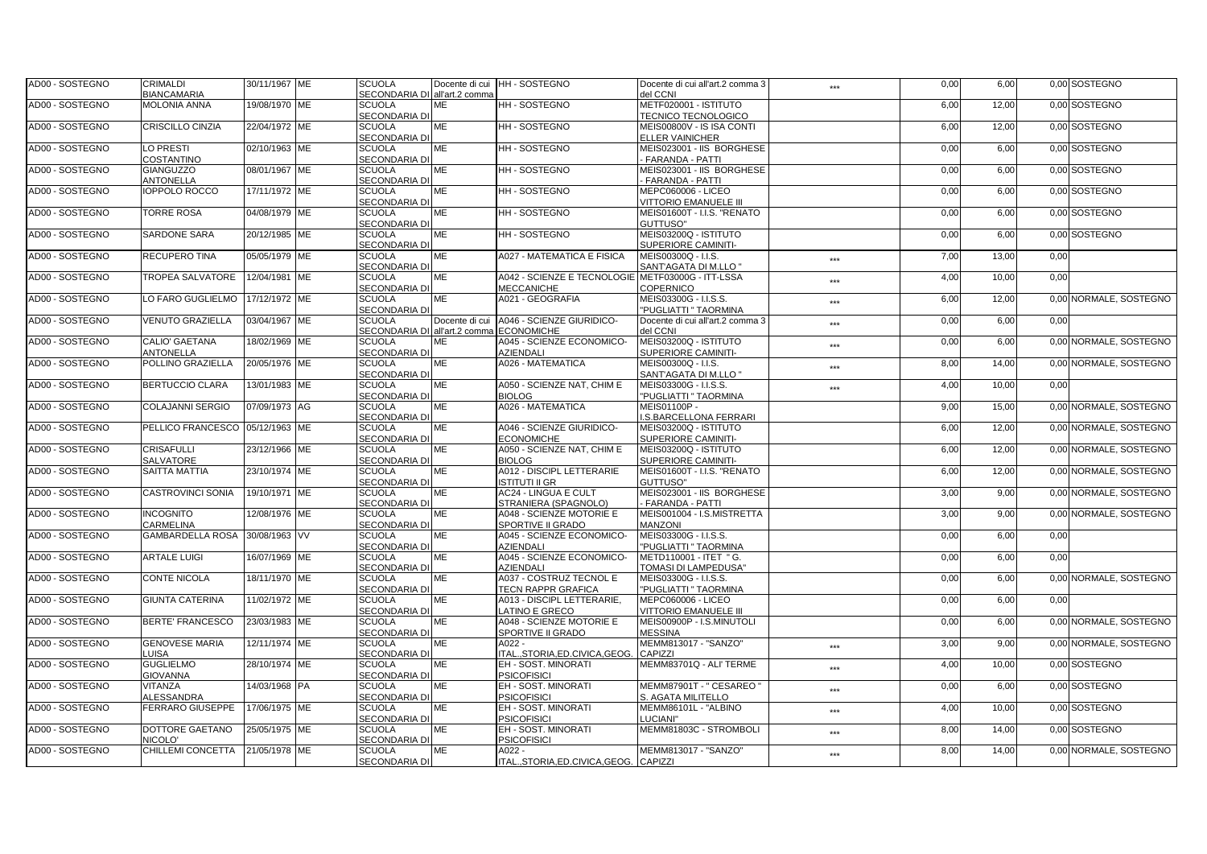| AD00 - SOSTEGNO | CRIMALDI BIANCAMARIA | 30/11/1967 | ME | SCUOLA SECONDARIA DI | Docente di cui all'art.2 comma | HH - SOSTEGNO | Docente di cui all'art.2 comma 3 del CCNI | *** | 0,00 | 6,00 | 0,00 | SOSTEGNO |
|---|---|---|---|---|---|---|---|---|---|---|---|---|
| AD00 - SOSTEGNO | MOLONIA ANNA | 19/08/1970 | ME | SCUOLA SECONDARIA DI | ME | HH - SOSTEGNO | METF020001 - ISTITUTO TECNICO TECNOLOGICO | | 6,00 | 12,00 | 0,00 | SOSTEGNO |
| AD00 - SOSTEGNO | CRISCILLO CINZIA | 22/04/1972 | ME | SCUOLA SECONDARIA DI | ME | HH - SOSTEGNO | MEIS00800V - IS ISA CONTI ELLER VAINICHER | | 6,00 | 12,00 | 0,00 | SOSTEGNO |
| AD00 - SOSTEGNO | LO PRESTI COSTANTINO | 02/10/1963 | ME | SCUOLA SECONDARIA DI | ME | HH - SOSTEGNO | MEIS023001 - IIS BORGHESE - FARANDA - PATTI | | 0,00 | 6,00 | 0,00 | SOSTEGNO |
| AD00 - SOSTEGNO | GIANGUZZO ANTONELLA | 08/01/1967 | ME | SCUOLA SECONDARIA DI | ME | HH - SOSTEGNO | MEIS023001 - IIS BORGHESE - FARANDA - PATTI | | 0,00 | 6,00 | 0,00 | SOSTEGNO |
| AD00 - SOSTEGNO | IOPPOLO ROCCO | 17/11/1972 | ME | SCUOLA SECONDARIA DI | ME | HH - SOSTEGNO | MEPC060006 - LICEO VITTORIO EMANUELE III | | 0,00 | 6,00 | 0,00 | SOSTEGNO |
| AD00 - SOSTEGNO | TORRE ROSA | 04/08/1979 | ME | SCUOLA SECONDARIA DI | ME | HH - SOSTEGNO | MEIS01600T - I.I.S. "RENATO GUTTUSO" | | 0,00 | 6,00 | 0,00 | SOSTEGNO |
| AD00 - SOSTEGNO | SARDONE SARA | 20/12/1985 | ME | SCUOLA SECONDARIA DI | ME | HH - SOSTEGNO | MEIS03200Q - ISTITUTO SUPERIORE CAMINITI- | | 0,00 | 6,00 | 0,00 | SOSTEGNO |
| AD00 - SOSTEGNO | RECUPERO TINA | 05/05/1979 | ME | SCUOLA SECONDARIA DI | ME | A027 - MATEMATICA E FISICA | MEIS00300Q - I.I.S. SANT'AGATA DI M.LLO " | *** | 7,00 | 13,00 | 0,00 | |
| AD00 - SOSTEGNO | TROPEA SALVATORE | 12/04/1981 | ME | SCUOLA SECONDARIA DI | ME | A042 - SCIENZE E TECNOLOGIE MECCANICHE | METF03000G - ITT-LSSA COPERNICO | *** | 4,00 | 10,00 | 0,00 | |
| AD00 - SOSTEGNO | LO FARO GUGLIELMO | 17/12/1972 | ME | SCUOLA SECONDARIA DI | ME | A021 - GEOGRAFIA | MEIS03300G - I.I.S.S. "PUGLIATTI " TAORMINA | *** | 6,00 | 12,00 | 0,00 | NORMALE, SOSTEGNO |
| AD00 - SOSTEGNO | VENUTO GRAZIELLA | 03/04/1967 | ME | SCUOLA SECONDARIA DI | Docente di cui all'art.2 comma | A046 - SCIENZE GIURIDICO-ECONOMICHE | Docente di cui all'art.2 comma 3 del CCNI | *** | 0,00 | 6,00 | 0,00 | |
| AD00 - SOSTEGNO | CALIO' GAETANA ANTONELLA | 18/02/1969 | ME | SCUOLA SECONDARIA DI | ME | A045 - SCIENZE ECONOMICO-AZIENDALI | MEIS03200Q - ISTITUTO SUPERIORE CAMINITI- | *** | 0,00 | 6,00 | 0,00 | NORMALE, SOSTEGNO |
| AD00 - SOSTEGNO | POLLINO GRAZIELLA | 20/05/1976 | ME | SCUOLA SECONDARIA DI | ME | A026 - MATEMATICA | MEIS00300Q - I.I.S. SANT'AGATA DI M.LLO " | *** | 8,00 | 14,00 | 0,00 | NORMALE, SOSTEGNO |
| AD00 - SOSTEGNO | BERTUCCIO CLARA | 13/01/1983 | ME | SCUOLA SECONDARIA DI | ME | A050 - SCIENZE NAT, CHIM E BIOLOG | MEIS03300G - I.I.S.S. "PUGLIATTI " TAORMINA | *** | 4,00 | 10,00 | 0,00 | |
| AD00 - SOSTEGNO | COLAJANNI SERGIO | 07/09/1973 | AG | SCUOLA SECONDARIA DI | ME | A026 - MATEMATICA | MEIS01100P - I.S.BARCELLONA FERRARI | | 9,00 | 15,00 | 0,00 | NORMALE, SOSTEGNO |
| AD00 - SOSTEGNO | PELLICO FRANCESCO | 05/12/1963 | ME | SCUOLA SECONDARIA DI | ME | A046 - SCIENZE GIURIDICO-ECONOMICHE | MEIS03200Q - ISTITUTO SUPERIORE CAMINITI- | | 6,00 | 12,00 | 0,00 | NORMALE, SOSTEGNO |
| AD00 - SOSTEGNO | CRISAFULLI SALVATORE | 23/12/1966 | ME | SCUOLA SECONDARIA DI | ME | A050 - SCIENZE NAT, CHIM E BIOLOG | MEIS03200Q - ISTITUTO SUPERIORE CAMINITI- | | 6,00 | 12,00 | 0,00 | NORMALE, SOSTEGNO |
| AD00 - SOSTEGNO | SAITTA MATTIA | 23/10/1974 | ME | SCUOLA SECONDARIA DI | ME | A012 - DISCIPL LETTERARIE ISTITUTI II GR | MEIS01600T - I.I.S. "RENATO GUTTUSO" | | 6,00 | 12,00 | 0,00 | NORMALE, SOSTEGNO |
| AD00 - SOSTEGNO | CASTROVINCI SONIA | 19/10/1971 | ME | SCUOLA SECONDARIA DI | ME | AC24 - LINGUA E CULT STRANIERA (SPAGNOLO) | MEIS023001 - IIS BORGHESE - FARANDA - PATTI | | 3,00 | 9,00 | 0,00 | NORMALE, SOSTEGNO |
| AD00 - SOSTEGNO | INCOGNITO CARMELINA | 12/08/1976 | ME | SCUOLA SECONDARIA DI | ME | A048 - SCIENZE MOTORIE E SPORTIVE II GRADO | MEIS001004 - I.S.MISTRETTA MANZONI | | 3,00 | 9,00 | 0,00 | NORMALE, SOSTEGNO |
| AD00 - SOSTEGNO | GAMBARDELLA ROSA | 30/08/1963 | VV | SCUOLA SECONDARIA DI | ME | A045 - SCIENZE ECONOMICO-AZIENDALI | MEIS03300G - I.I.S.S. "PUGLIATTI " TAORMINA | | 0,00 | 6,00 | 0,00 | |
| AD00 - SOSTEGNO | ARTALE LUIGI | 16/07/1969 | ME | SCUOLA SECONDARIA DI | ME | A045 - SCIENZE ECONOMICO-AZIENDALI | METD110001 - ITET " G. TOMASI DI LAMPEDUSA" | | 0,00 | 6,00 | 0,00 | |
| AD00 - SOSTEGNO | CONTE NICOLA | 18/11/1970 | ME | SCUOLA SECONDARIA DI | ME | A037 - COSTRUZ TECNOL E TECN RAPPR GRAFICA | MEIS03300G - I.I.S.S. "PUGLIATTI " TAORMINA | | 0,00 | 6,00 | 0,00 | NORMALE, SOSTEGNO |
| AD00 - SOSTEGNO | GIUNTA CATERINA | 11/02/1972 | ME | SCUOLA SECONDARIA DI | ME | A013 - DISCIPL LETTERARIE, LATINO E GRECO | MEPC060006 - LICEO VITTORIO EMANUELE III | | 0,00 | 6,00 | 0,00 | |
| AD00 - SOSTEGNO | BERTE' FRANCESCO | 23/03/1983 | ME | SCUOLA SECONDARIA DI | ME | A048 - SCIENZE MOTORIE E SPORTIVE II GRADO | MEIS00900P - I.S.MINUTOLI MESSINA | | 0,00 | 6,00 | 0,00 | NORMALE, SOSTEGNO |
| AD00 - SOSTEGNO | GENOVESE MARIA LUISA | 12/11/1974 | ME | SCUOLA SECONDARIA DI | ME | A022 - ITAL.,STORIA,ED.CIVICA,GEOG. | MEMM813017 - "SANZO" CAPIZZI | *** | 3,00 | 9,00 | 0,00 | NORMALE, SOSTEGNO |
| AD00 - SOSTEGNO | GUGLIELMO GIOVANNA | 28/10/1974 | ME | SCUOLA SECONDARIA DI | ME | EH - SOST. MINORATI PSICOFISICI | MEMM83701Q - ALI' TERME | *** | 4,00 | 10,00 | 0,00 | SOSTEGNO |
| AD00 - SOSTEGNO | VITANZA ALESSANDRA | 14/03/1968 | PA | SCUOLA SECONDARIA DI | ME | EH - SOST. MINORATI PSICOFISICI | MEMM87901T - " CESAREO " S. AGATA MILITELLO | *** | 0,00 | 6,00 | 0,00 | SOSTEGNO |
| AD00 - SOSTEGNO | FERRARO GIUSEPPE | 17/06/1975 | ME | SCUOLA SECONDARIA DI | ME | EH - SOST. MINORATI PSICOFISICI | MEMM86101L - "ALBINO LUCIANI" | *** | 4,00 | 10,00 | 0,00 | SOSTEGNO |
| AD00 - SOSTEGNO | DOTTORE GAETANO NICOLO' | 25/05/1975 | ME | SCUOLA SECONDARIA DI | ME | EH - SOST. MINORATI PSICOFISICI | MEMM81803C - STROMBOLI | *** | 8,00 | 14,00 | 0,00 | SOSTEGNO |
| AD00 - SOSTEGNO | CHILLEMI CONCETTA | 21/05/1978 | ME | SCUOLA SECONDARIA DI | ME | A022 - ITAL.,STORIA,ED.CIVICA,GEOG. | MEMM813017 - "SANZO" CAPIZZI | *** | 8,00 | 14,00 | 0,00 | NORMALE, SOSTEGNO |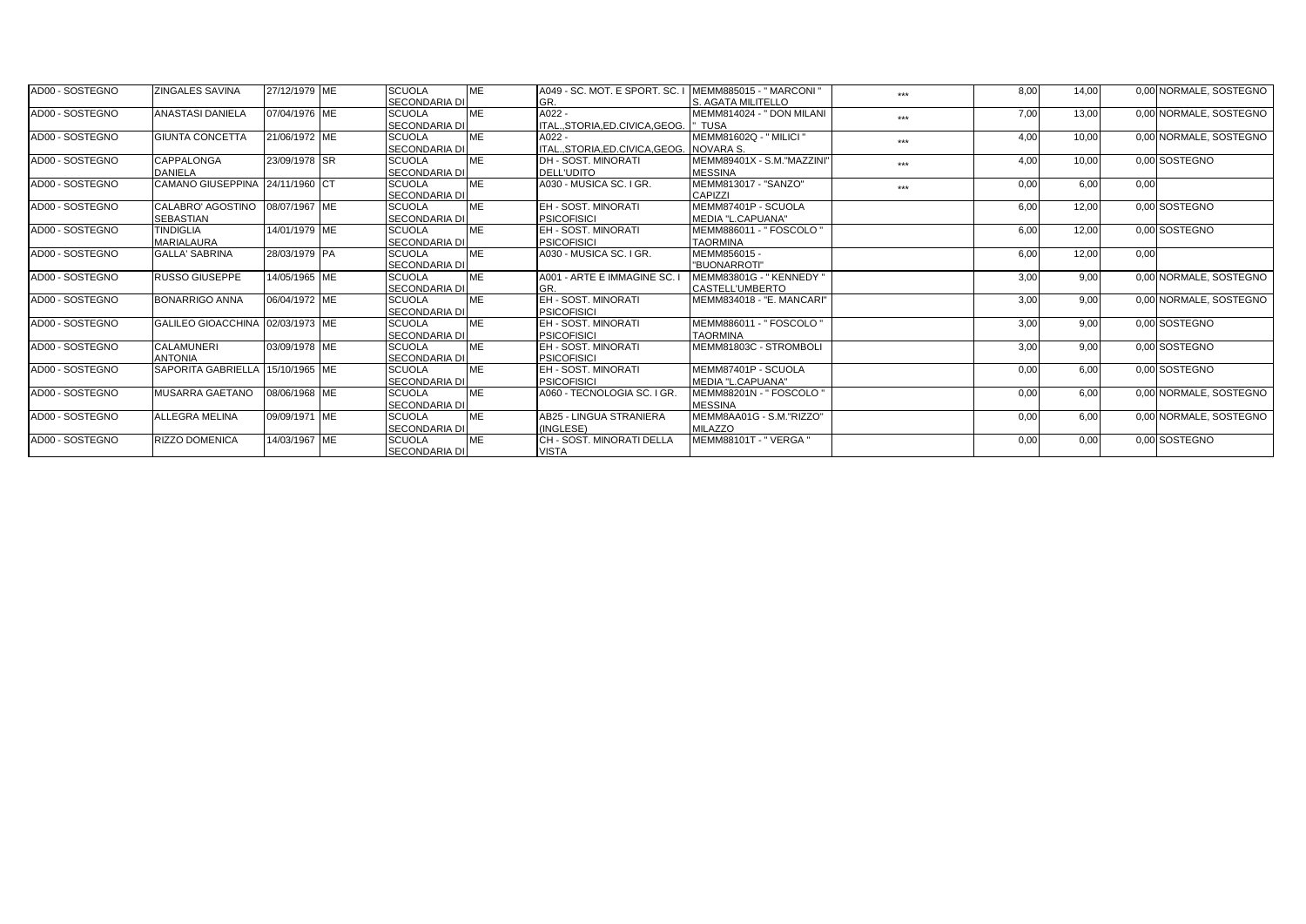| | | | | | | | | | | | | |
|---|---|---|---|---|---|---|---|---|---|---|---|---|
| AD00 - SOSTEGNO | ZINGALES SAVINA | 27/12/1979 | ME | SCUOLA SECONDARIA DI | ME | A049 - SC. MOT. E SPORT. SC. I GR. | MEMM885015 - " MARCONI " S. AGATA MILITELLO | *** | 8,00 | 14,00 | 0,00 | NORMALE, SOSTEGNO |
| AD00 - SOSTEGNO | ANASTASI DANIELA | 07/04/1976 | ME | SCUOLA SECONDARIA DI | ME | A022 - ITAL.,STORIA,ED.CIVICA,GEOG. | MEMM814024 - " DON MILANI " TUSA | *** | 7,00 | 13,00 | 0,00 | NORMALE, SOSTEGNO |
| AD00 - SOSTEGNO | GIUNTA CONCETTA | 21/06/1972 | ME | SCUOLA SECONDARIA DI | ME | A022 - ITAL.,STORIA,ED.CIVICA,GEOG. | MEMM81602Q - " MILICI " NOVARA S. | *** | 4,00 | 10,00 | 0,00 | NORMALE, SOSTEGNO |
| AD00 - SOSTEGNO | CAPPALONGA DANIELA | 23/09/1978 | SR | SCUOLA SECONDARIA DI | ME | DH - SOST. MINORATI DELL'UDITO | MEMM89401X - S.M."MAZZINI" MESSINA | *** | 4,00 | 10,00 | 0,00 | SOSTEGNO |
| AD00 - SOSTEGNO | CAMANO GIUSEPPINA | 24/11/1960 | CT | SCUOLA SECONDARIA DI | ME | A030 - MUSICA SC. I GR. | MEMM813017 - "SANZO" CAPIZZI | *** | 0,00 | 6,00 | 0,00 | |
| AD00 - SOSTEGNO | CALABRO' AGOSTINO SEBASTIAN | 08/07/1967 | ME | SCUOLA SECONDARIA DI | ME | EH - SOST. MINORATI PSICOFISICI | MEMM87401P - SCUOLA MEDIA "L.CAPUANA" | | 6,00 | 12,00 | 0,00 | SOSTEGNO |
| AD00 - SOSTEGNO | TINDIGLIA MARIALAURA | 14/01/1979 | ME | SCUOLA SECONDARIA DI | ME | EH - SOST. MINORATI PSICOFISICI | MEMM886011 - " FOSCOLO " TAORMINA | | 6,00 | 12,00 | 0,00 | SOSTEGNO |
| AD00 - SOSTEGNO | GALLA' SABRINA | 28/03/1979 | PA | SCUOLA SECONDARIA DI | ME | A030 - MUSICA SC. I GR. | MEMM856015 - "BUONARROTI" | | 6,00 | 12,00 | 0,00 | |
| AD00 - SOSTEGNO | RUSSO GIUSEPPE | 14/05/1965 | ME | SCUOLA SECONDARIA DI | ME | A001 - ARTE E IMMAGINE SC. I GR. | MEMM83801G - " KENNEDY " CASTELL'UMBERTO | | 3,00 | 9,00 | 0,00 | NORMALE, SOSTEGNO |
| AD00 - SOSTEGNO | BONARRIGO ANNA | 06/04/1972 | ME | SCUOLA SECONDARIA DI | ME | EH - SOST. MINORATI PSICOFISICI | MEMM834018 - "E. MANCARI" | | 3,00 | 9,00 | 0,00 | NORMALE, SOSTEGNO |
| AD00 - SOSTEGNO | GALILEO GIOACCHINA | 02/03/1973 | ME | SCUOLA SECONDARIA DI | ME | EH - SOST. MINORATI PSICOFISICI | MEMM886011 - " FOSCOLO " TAORMINA | | 3,00 | 9,00 | 0,00 | SOSTEGNO |
| AD00 - SOSTEGNO | CALAMUNERI ANTONIA | 03/09/1978 | ME | SCUOLA SECONDARIA DI | ME | EH - SOST. MINORATI PSICOFISICI | MEMM81803C - STROMBOLI | | 3,00 | 9,00 | 0,00 | SOSTEGNO |
| AD00 - SOSTEGNO | SAPORITA GABRIELLA | 15/10/1965 | ME | SCUOLA SECONDARIA DI | ME | EH - SOST. MINORATI PSICOFISICI | MEMM87401P - SCUOLA MEDIA "L.CAPUANA" | | 0,00 | 6,00 | 0,00 | SOSTEGNO |
| AD00 - SOSTEGNO | MUSARRA GAETANO | 08/06/1968 | ME | SCUOLA SECONDARIA DI | ME | A060 - TECNOLOGIA SC. I GR. | MEMM88201N - " FOSCOLO " MESSINA | | 0,00 | 6,00 | 0,00 | NORMALE, SOSTEGNO |
| AD00 - SOSTEGNO | ALLEGRA MELINA | 09/09/1971 | ME | SCUOLA SECONDARIA DI | ME | AB25 - LINGUA STRANIERA (INGLESE) | MEMM8AA01G - S.M."RIZZO" MILAZZO | | 0,00 | 6,00 | 0,00 | NORMALE, SOSTEGNO |
| AD00 - SOSTEGNO | RIZZO DOMENICA | 14/03/1967 | ME | SCUOLA SECONDARIA DI | ME | CH - SOST. MINORATI DELLA VISTA | MEMM88101T - " VERGA " | | 0,00 | 0,00 | 0,00 | SOSTEGNO |